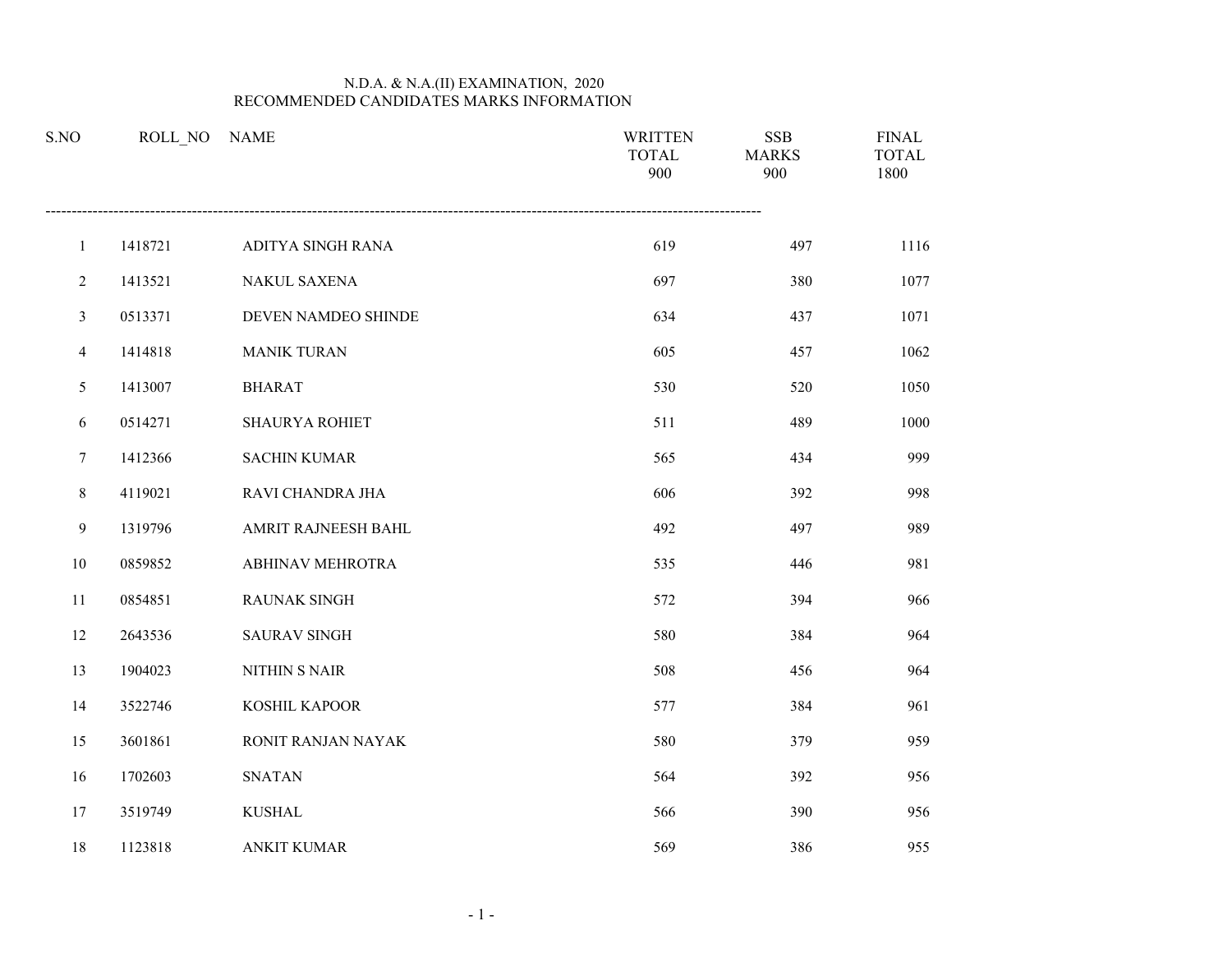# N.D.A. & N.A.(II) EXAMINATION, 2020
## RECOMMENDED CANDIDATES MARKS INFORMATION

| S.NO | ROLL_NO | NAME | WRITTEN TOTAL 900 | SSB MARKS 900 | FINAL TOTAL 1800 |
|---|---|---|---|---|---|
| 1 | 1418721 | ADITYA SINGH RANA | 619 | 497 | 1116 |
| 2 | 1413521 | NAKUL SAXENA | 697 | 380 | 1077 |
| 3 | 0513371 | DEVEN NAMDEO SHINDE | 634 | 437 | 1071 |
| 4 | 1414818 | MANIK TURAN | 605 | 457 | 1062 |
| 5 | 1413007 | BHARAT | 530 | 520 | 1050 |
| 6 | 0514271 | SHAURYA ROHIET | 511 | 489 | 1000 |
| 7 | 1412366 | SACHIN KUMAR | 565 | 434 | 999 |
| 8 | 4119021 | RAVI CHANDRA JHA | 606 | 392 | 998 |
| 9 | 1319796 | AMRIT RAJNEESH BAHL | 492 | 497 | 989 |
| 10 | 0859852 | ABHINAV MEHROTRA | 535 | 446 | 981 |
| 11 | 0854851 | RAUNAK SINGH | 572 | 394 | 966 |
| 12 | 2643536 | SAURAV SINGH | 580 | 384 | 964 |
| 13 | 1904023 | NITHIN S NAIR | 508 | 456 | 964 |
| 14 | 3522746 | KOSHIL KAPOOR | 577 | 384 | 961 |
| 15 | 3601861 | RONIT RANJAN NAYAK | 580 | 379 | 959 |
| 16 | 1702603 | SNATAN | 564 | 392 | 956 |
| 17 | 3519749 | KUSHAL | 566 | 390 | 956 |
| 18 | 1123818 | ANKIT KUMAR | 569 | 386 | 955 |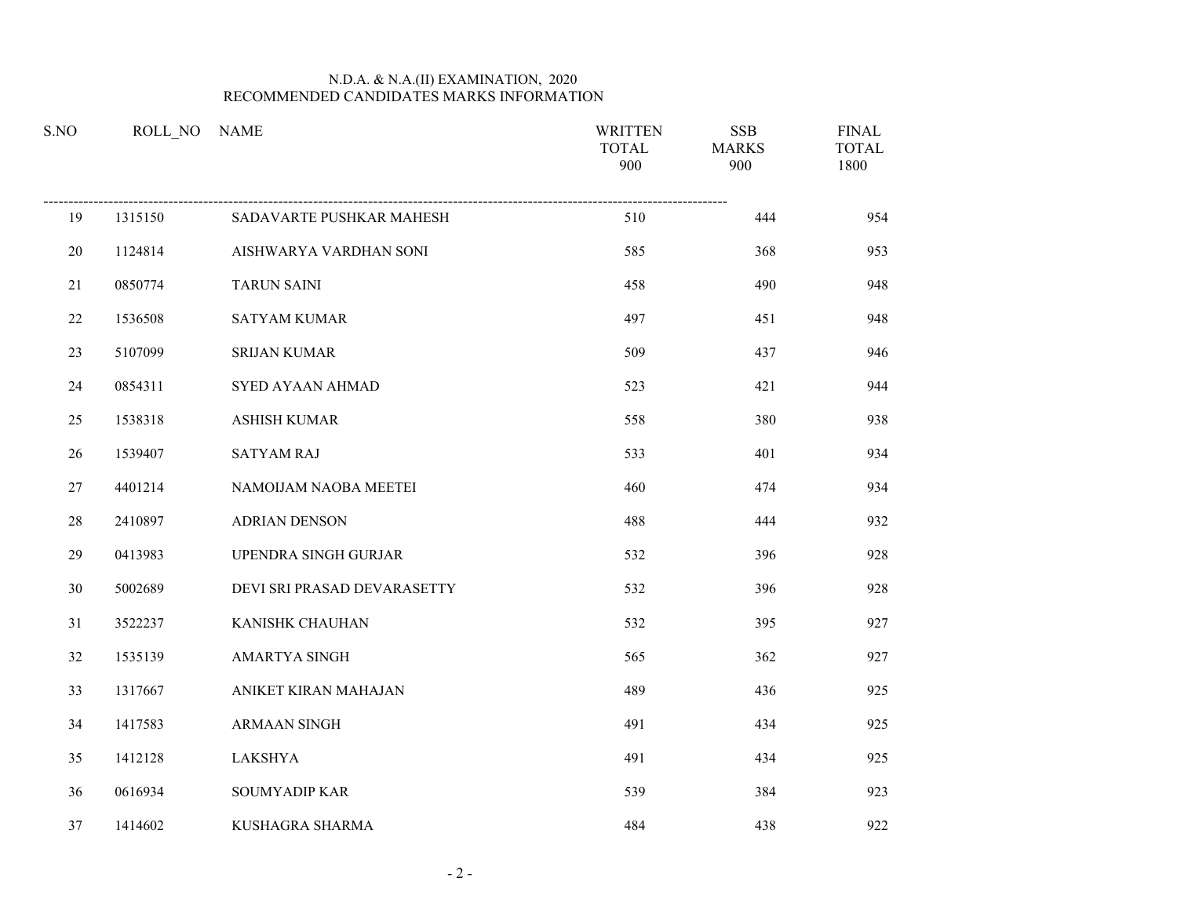N.D.A. & N.A.(II) EXAMINATION, 2020
RECOMMENDED CANDIDATES MARKS INFORMATION

| S.NO | ROLL_NO | NAME | WRITTEN TOTAL 900 | SSB MARKS 900 | FINAL TOTAL 1800 |
|---|---|---|---|---|---|
| 19 | 1315150 | SADAVARTE PUSHKAR MAHESH | 510 | 444 | 954 |
| 20 | 1124814 | AISHWARYA VARDHAN SONI | 585 | 368 | 953 |
| 21 | 0850774 | TARUN SAINI | 458 | 490 | 948 |
| 22 | 1536508 | SATYAM KUMAR | 497 | 451 | 948 |
| 23 | 5107099 | SRIJAN KUMAR | 509 | 437 | 946 |
| 24 | 0854311 | SYED AYAAN AHMAD | 523 | 421 | 944 |
| 25 | 1538318 | ASHISH KUMAR | 558 | 380 | 938 |
| 26 | 1539407 | SATYAM RAJ | 533 | 401 | 934 |
| 27 | 4401214 | NAMOIJAM NAOBA MEETEI | 460 | 474 | 934 |
| 28 | 2410897 | ADRIAN DENSON | 488 | 444 | 932 |
| 29 | 0413983 | UPENDRA SINGH GURJAR | 532 | 396 | 928 |
| 30 | 5002689 | DEVI SRI PRASAD DEVARASETTY | 532 | 396 | 928 |
| 31 | 3522237 | KANISHK CHAUHAN | 532 | 395 | 927 |
| 32 | 1535139 | AMARTYA SINGH | 565 | 362 | 927 |
| 33 | 1317667 | ANIKET KIRAN MAHAJAN | 489 | 436 | 925 |
| 34 | 1417583 | ARMAAN SINGH | 491 | 434 | 925 |
| 35 | 1412128 | LAKSHYA | 491 | 434 | 925 |
| 36 | 0616934 | SOUMYADIP KAR | 539 | 384 | 923 |
| 37 | 1414602 | KUSHAGRA SHARMA | 484 | 438 | 922 |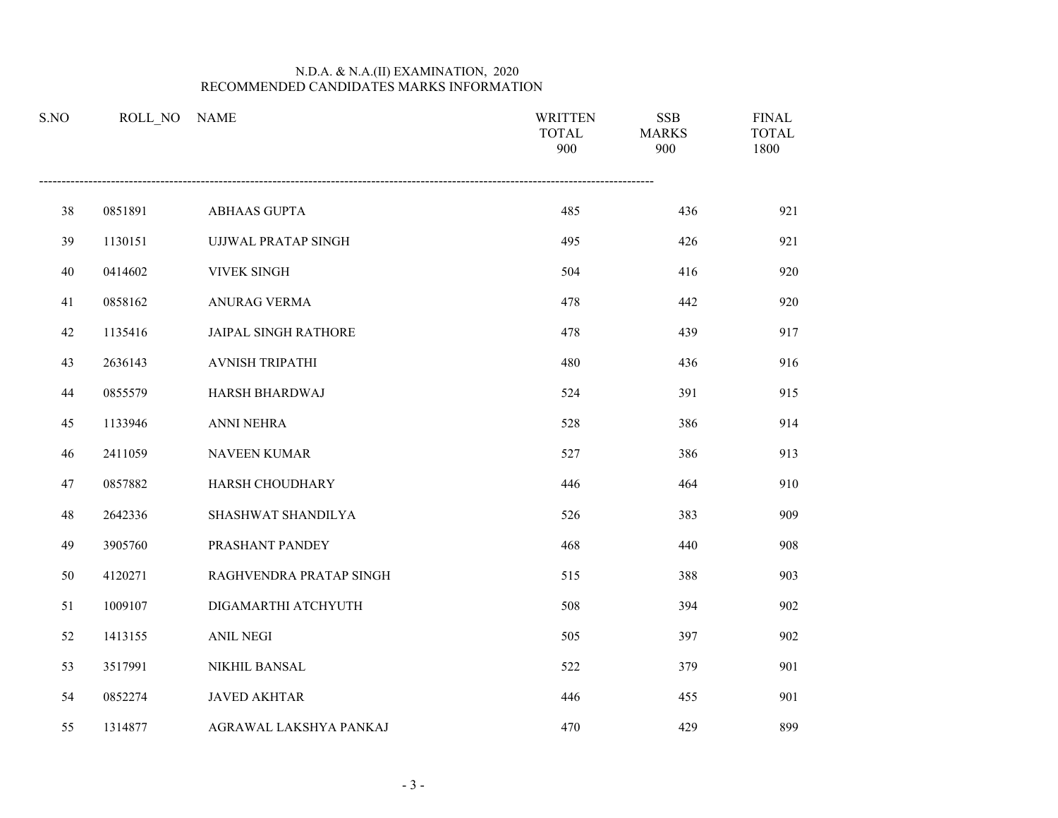N.D.A. & N.A.(II) EXAMINATION, 2020
RECOMMENDED CANDIDATES MARKS INFORMATION

| S.NO | ROLL_NO | NAME | WRITTEN TOTAL 900 | SSB MARKS 900 | FINAL TOTAL 1800 |
|---|---|---|---|---|---|
| 38 | 0851891 | ABHAAS GUPTA | 485 | 436 | 921 |
| 39 | 1130151 | UJJWAL PRATAP SINGH | 495 | 426 | 921 |
| 40 | 0414602 | VIVEK SINGH | 504 | 416 | 920 |
| 41 | 0858162 | ANURAG VERMA | 478 | 442 | 920 |
| 42 | 1135416 | JAIPAL SINGH RATHORE | 478 | 439 | 917 |
| 43 | 2636143 | AVNISH TRIPATHI | 480 | 436 | 916 |
| 44 | 0855579 | HARSH BHARDWAJ | 524 | 391 | 915 |
| 45 | 1133946 | ANNI NEHRA | 528 | 386 | 914 |
| 46 | 2411059 | NAVEEN KUMAR | 527 | 386 | 913 |
| 47 | 0857882 | HARSH CHOUDHARY | 446 | 464 | 910 |
| 48 | 2642336 | SHASHWAT SHANDILYA | 526 | 383 | 909 |
| 49 | 3905760 | PRASHANT PANDEY | 468 | 440 | 908 |
| 50 | 4120271 | RAGHVENDRA PRATAP SINGH | 515 | 388 | 903 |
| 51 | 1009107 | DIGAMARTHI ATCHYUTH | 508 | 394 | 902 |
| 52 | 1413155 | ANIL NEGI | 505 | 397 | 902 |
| 53 | 3517991 | NIKHIL BANSAL | 522 | 379 | 901 |
| 54 | 0852274 | JAVED AKHTAR | 446 | 455 | 901 |
| 55 | 1314877 | AGRAWAL LAKSHYA PANKAJ | 470 | 429 | 899 |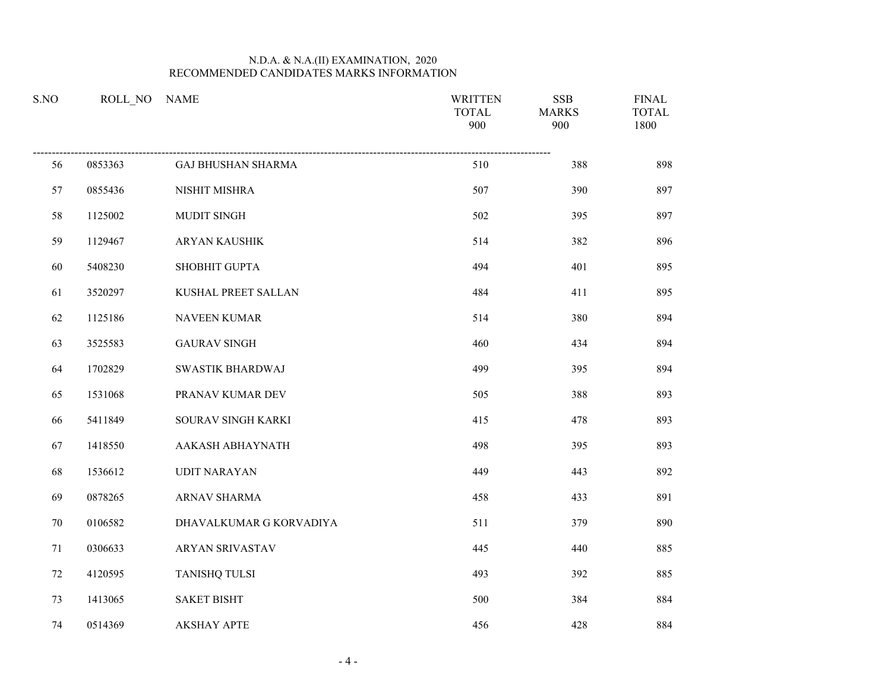N.D.A. & N.A.(II) EXAMINATION, 2020
RECOMMENDED CANDIDATES MARKS INFORMATION

| S.NO | ROLL_NO | NAME | WRITTEN TOTAL 900 | SSB MARKS 900 | FINAL TOTAL 1800 |
|---|---|---|---|---|---|
| 56 | 0853363 | GAJ BHUSHAN SHARMA | 510 | 388 | 898 |
| 57 | 0855436 | NISHIT MISHRA | 507 | 390 | 897 |
| 58 | 1125002 | MUDIT SINGH | 502 | 395 | 897 |
| 59 | 1129467 | ARYAN KAUSHIK | 514 | 382 | 896 |
| 60 | 5408230 | SHOBHIT GUPTA | 494 | 401 | 895 |
| 61 | 3520297 | KUSHAL PREET SALLAN | 484 | 411 | 895 |
| 62 | 1125186 | NAVEEN KUMAR | 514 | 380 | 894 |
| 63 | 3525583 | GAURAV SINGH | 460 | 434 | 894 |
| 64 | 1702829 | SWASTIK BHARDWAJ | 499 | 395 | 894 |
| 65 | 1531068 | PRANAV KUMAR DEV | 505 | 388 | 893 |
| 66 | 5411849 | SOURAV SINGH KARKI | 415 | 478 | 893 |
| 67 | 1418550 | AAKASH ABHAYNATH | 498 | 395 | 893 |
| 68 | 1536612 | UDIT NARAYAN | 449 | 443 | 892 |
| 69 | 0878265 | ARNAV SHARMA | 458 | 433 | 891 |
| 70 | 0106582 | DHAVALKUMAR G KORVADIYA | 511 | 379 | 890 |
| 71 | 0306633 | ARYAN SRIVASTAV | 445 | 440 | 885 |
| 72 | 4120595 | TANISHQ TULSI | 493 | 392 | 885 |
| 73 | 1413065 | SAKET BISHT | 500 | 384 | 884 |
| 74 | 0514369 | AKSHAY APTE | 456 | 428 | 884 |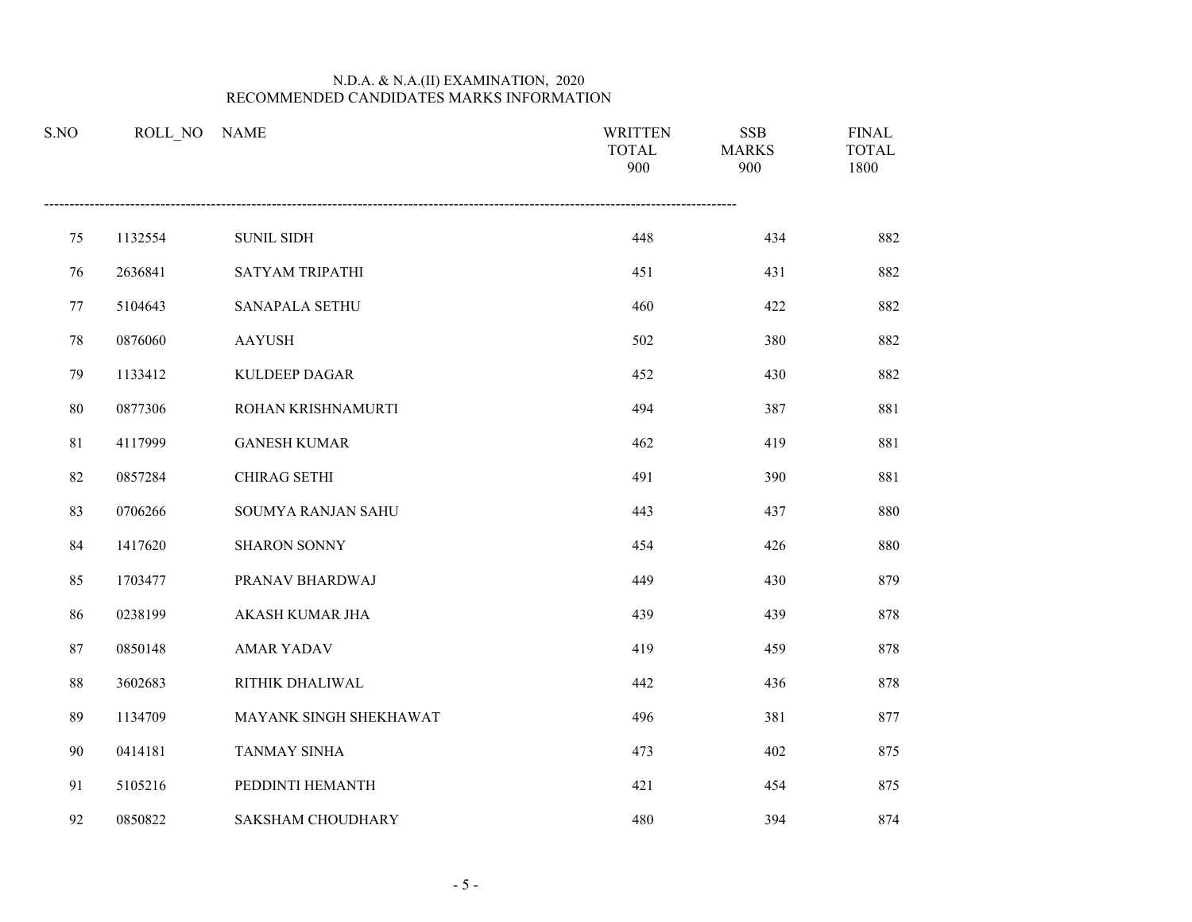N.D.A. & N.A.(II) EXAMINATION, 2020
RECOMMENDED CANDIDATES MARKS INFORMATION

| S.NO | ROLL_NO | NAME | WRITTEN TOTAL 900 | SSB MARKS 900 | FINAL TOTAL 1800 |
|---|---|---|---|---|---|
| 75 | 1132554 | SUNIL SIDH | 448 | 434 | 882 |
| 76 | 2636841 | SATYAM TRIPATHI | 451 | 431 | 882 |
| 77 | 5104643 | SANAPALA SETHU | 460 | 422 | 882 |
| 78 | 0876060 | AAYUSH | 502 | 380 | 882 |
| 79 | 1133412 | KULDEEP DAGAR | 452 | 430 | 882 |
| 80 | 0877306 | ROHAN KRISHNAMURTI | 494 | 387 | 881 |
| 81 | 4117999 | GANESH KUMAR | 462 | 419 | 881 |
| 82 | 0857284 | CHIRAG SETHI | 491 | 390 | 881 |
| 83 | 0706266 | SOUMYA RANJAN SAHU | 443 | 437 | 880 |
| 84 | 1417620 | SHARON SONNY | 454 | 426 | 880 |
| 85 | 1703477 | PRANAV BHARDWAJ | 449 | 430 | 879 |
| 86 | 0238199 | AKASH KUMAR JHA | 439 | 439 | 878 |
| 87 | 0850148 | AMAR YADAV | 419 | 459 | 878 |
| 88 | 3602683 | RITHIK DHALIWAL | 442 | 436 | 878 |
| 89 | 1134709 | MAYANK SINGH SHEKHAWAT | 496 | 381 | 877 |
| 90 | 0414181 | TANMAY SINHA | 473 | 402 | 875 |
| 91 | 5105216 | PEDDINTI HEMANTH | 421 | 454 | 875 |
| 92 | 0850822 | SAKSHAM CHOUDHARY | 480 | 394 | 874 |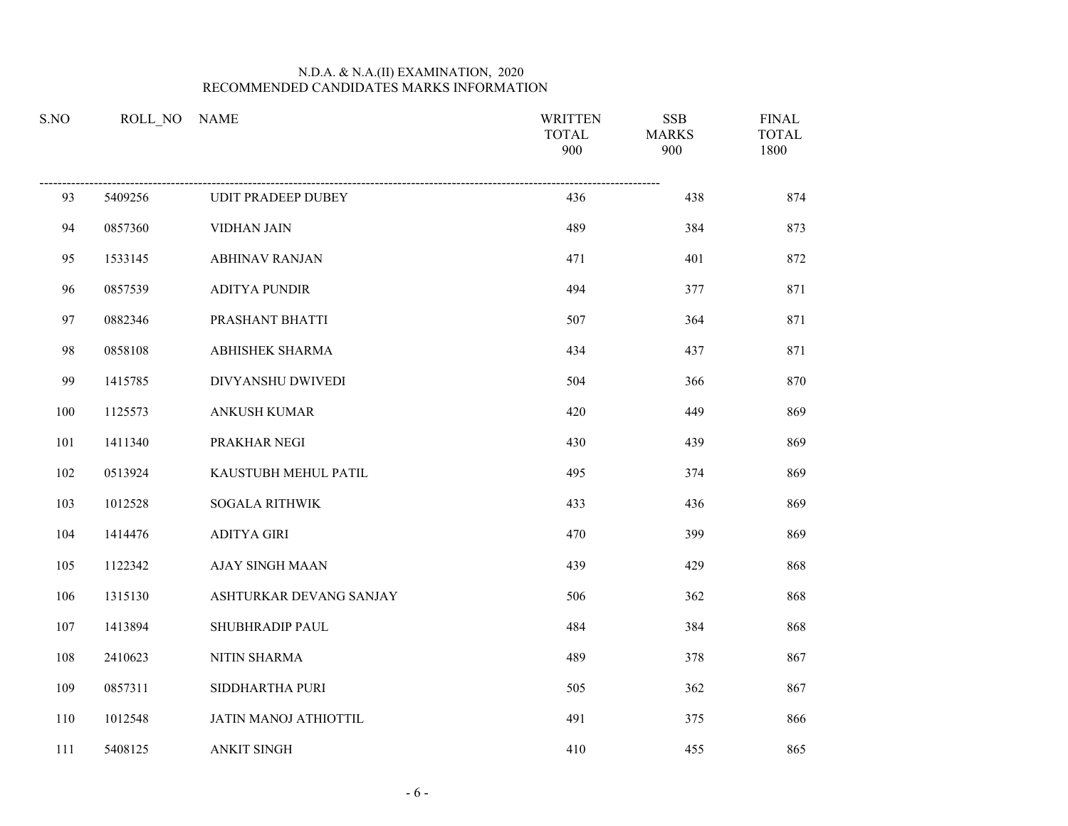N.D.A. & N.A.(II) EXAMINATION, 2020
RECOMMENDED CANDIDATES MARKS INFORMATION

| S.NO | ROLL_NO | NAME | WRITTEN TOTAL 900 | SSB MARKS 900 | FINAL TOTAL 1800 |
|---|---|---|---|---|---|
| 93 | 5409256 | UDIT PRADEEP DUBEY | 436 | 438 | 874 |
| 94 | 0857360 | VIDHAN JAIN | 489 | 384 | 873 |
| 95 | 1533145 | ABHINAV RANJAN | 471 | 401 | 872 |
| 96 | 0857539 | ADITYA PUNDIR | 494 | 377 | 871 |
| 97 | 0882346 | PRASHANT BHATTI | 507 | 364 | 871 |
| 98 | 0858108 | ABHISHEK SHARMA | 434 | 437 | 871 |
| 99 | 1415785 | DIVYANSHU DWIVEDI | 504 | 366 | 870 |
| 100 | 1125573 | ANKUSH KUMAR | 420 | 449 | 869 |
| 101 | 1411340 | PRAKHAR NEGI | 430 | 439 | 869 |
| 102 | 0513924 | KAUSTUBH MEHUL PATIL | 495 | 374 | 869 |
| 103 | 1012528 | SOGALA RITHWIK | 433 | 436 | 869 |
| 104 | 1414476 | ADITYA GIRI | 470 | 399 | 869 |
| 105 | 1122342 | AJAY SINGH MAAN | 439 | 429 | 868 |
| 106 | 1315130 | ASHTURKAR DEVANG SANJAY | 506 | 362 | 868 |
| 107 | 1413894 | SHUBHRADIP PAUL | 484 | 384 | 868 |
| 108 | 2410623 | NITIN SHARMA | 489 | 378 | 867 |
| 109 | 0857311 | SIDDHARTHA PURI | 505 | 362 | 867 |
| 110 | 1012548 | JATIN MANOJ ATHIOTTIL | 491 | 375 | 866 |
| 111 | 5408125 | ANKIT SINGH | 410 | 455 | 865 |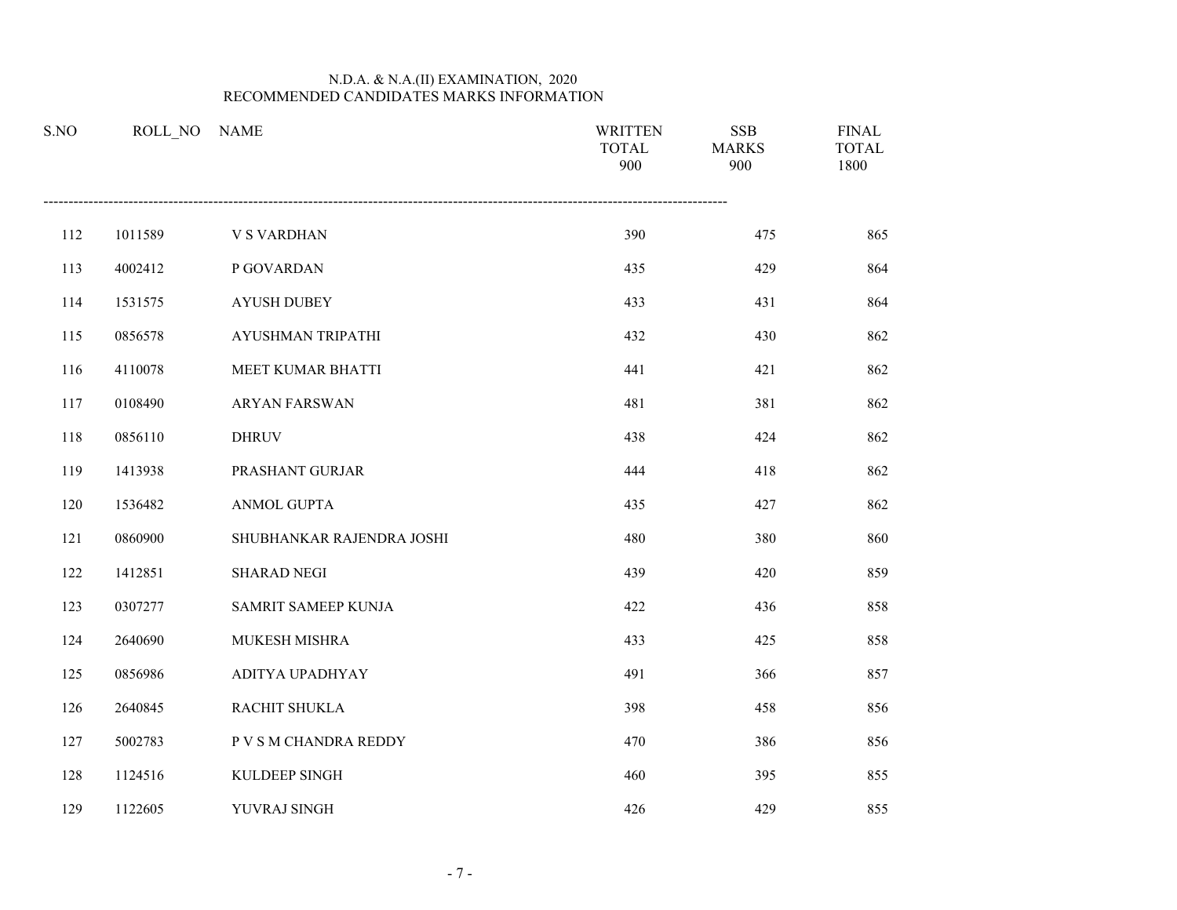N.D.A. & N.A.(II) EXAMINATION, 2020
RECOMMENDED CANDIDATES MARKS INFORMATION

| S.NO | ROLL_NO | NAME | WRITTEN TOTAL 900 | SSB MARKS 900 | FINAL TOTAL 1800 |
|---|---|---|---|---|---|
| 112 | 1011589 | V S VARDHAN | 390 | 475 | 865 |
| 113 | 4002412 | P GOVARDAN | 435 | 429 | 864 |
| 114 | 1531575 | AYUSH DUBEY | 433 | 431 | 864 |
| 115 | 0856578 | AYUSHMAN TRIPATHI | 432 | 430 | 862 |
| 116 | 4110078 | MEET KUMAR BHATTI | 441 | 421 | 862 |
| 117 | 0108490 | ARYAN FARSWAN | 481 | 381 | 862 |
| 118 | 0856110 | DHRUV | 438 | 424 | 862 |
| 119 | 1413938 | PRASHANT GURJAR | 444 | 418 | 862 |
| 120 | 1536482 | ANMOL GUPTA | 435 | 427 | 862 |
| 121 | 0860900 | SHUBHANKAR RAJENDRA JOSHI | 480 | 380 | 860 |
| 122 | 1412851 | SHARAD NEGI | 439 | 420 | 859 |
| 123 | 0307277 | SAMRIT SAMEEP KUNJA | 422 | 436 | 858 |
| 124 | 2640690 | MUKESH MISHRA | 433 | 425 | 858 |
| 125 | 0856986 | ADITYA UPADHYAY | 491 | 366 | 857 |
| 126 | 2640845 | RACHIT SHUKLA | 398 | 458 | 856 |
| 127 | 5002783 | P V S M CHANDRA REDDY | 470 | 386 | 856 |
| 128 | 1124516 | KULDEEP SINGH | 460 | 395 | 855 |
| 129 | 1122605 | YUVRAJ SINGH | 426 | 429 | 855 |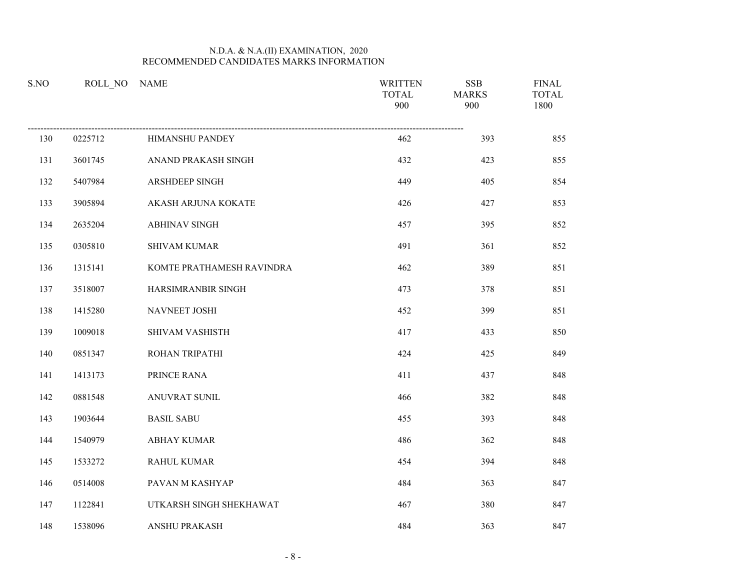N.D.A. & N.A.(II) EXAMINATION, 2020
RECOMMENDED CANDIDATES MARKS INFORMATION

| S.NO | ROLL_NO | NAME | WRITTEN TOTAL 900 | SSB MARKS 900 | FINAL TOTAL 1800 |
|---|---|---|---|---|---|
| 130 | 0225712 | HIMANSHU PANDEY | 462 | 393 | 855 |
| 131 | 3601745 | ANAND PRAKASH SINGH | 432 | 423 | 855 |
| 132 | 5407984 | ARSHDEEP SINGH | 449 | 405 | 854 |
| 133 | 3905894 | AKASH ARJUNA KOKATE | 426 | 427 | 853 |
| 134 | 2635204 | ABHINAV SINGH | 457 | 395 | 852 |
| 135 | 0305810 | SHIVAM KUMAR | 491 | 361 | 852 |
| 136 | 1315141 | KOMTE PRATHAMESH RAVINDRA | 462 | 389 | 851 |
| 137 | 3518007 | HARSIMRANBIR SINGH | 473 | 378 | 851 |
| 138 | 1415280 | NAVNEET JOSHI | 452 | 399 | 851 |
| 139 | 1009018 | SHIVAM VASHISTH | 417 | 433 | 850 |
| 140 | 0851347 | ROHAN TRIPATHI | 424 | 425 | 849 |
| 141 | 1413173 | PRINCE RANA | 411 | 437 | 848 |
| 142 | 0881548 | ANUVRAT SUNIL | 466 | 382 | 848 |
| 143 | 1903644 | BASIL SABU | 455 | 393 | 848 |
| 144 | 1540979 | ABHAY KUMAR | 486 | 362 | 848 |
| 145 | 1533272 | RAHUL KUMAR | 454 | 394 | 848 |
| 146 | 0514008 | PAVAN M KASHYAP | 484 | 363 | 847 |
| 147 | 1122841 | UTKARSH SINGH SHEKHAWAT | 467 | 380 | 847 |
| 148 | 1538096 | ANSHU PRAKASH | 484 | 363 | 847 |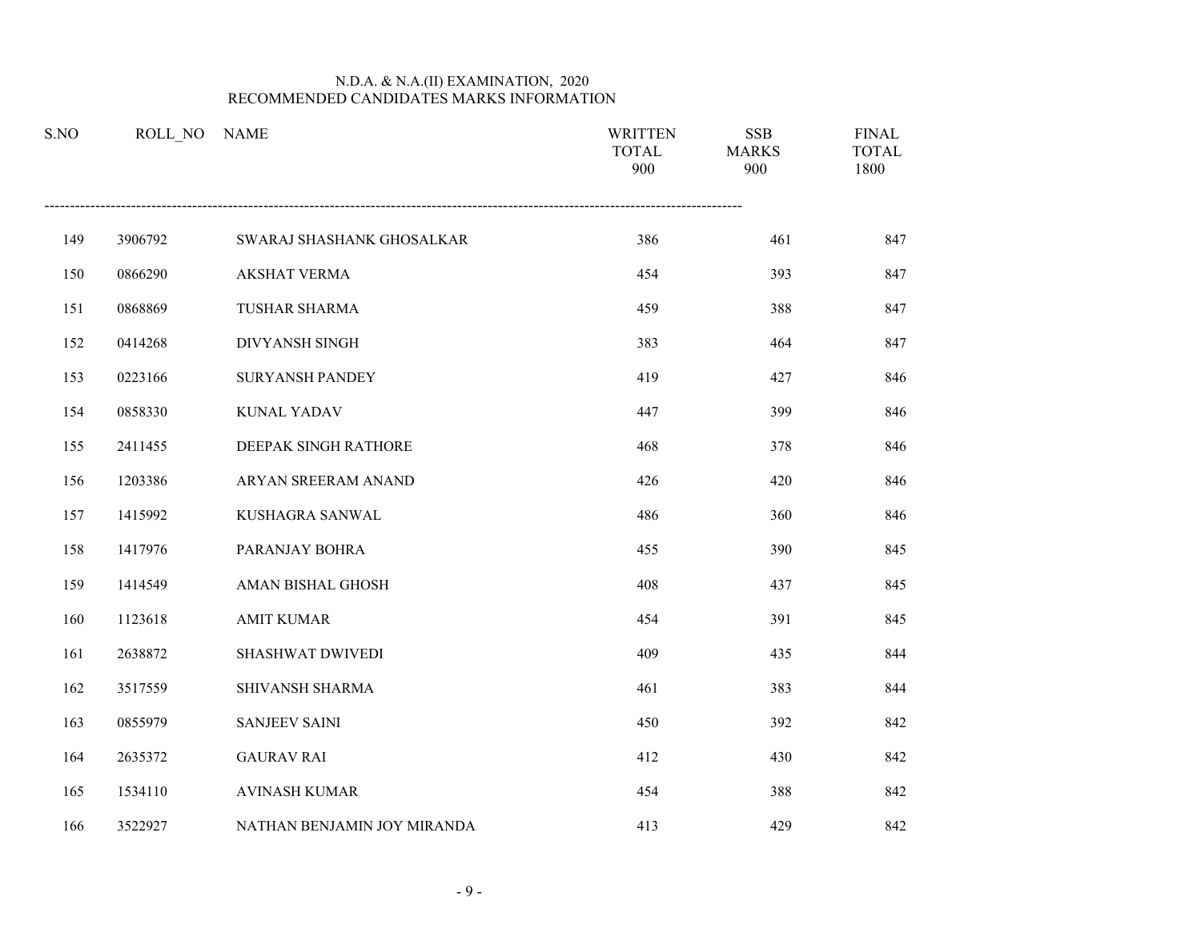N.D.A. & N.A.(II) EXAMINATION, 2020
RECOMMENDED CANDIDATES MARKS INFORMATION

| S.NO | ROLL_NO | NAME | WRITTEN TOTAL 900 | SSB MARKS 900 | FINAL TOTAL 1800 |
|---|---|---|---|---|---|
| 149 | 3906792 | SWARAJ SHASHANK GHOSALKAR | 386 | 461 | 847 |
| 150 | 0866290 | AKSHAT VERMA | 454 | 393 | 847 |
| 151 | 0868869 | TUSHAR SHARMA | 459 | 388 | 847 |
| 152 | 0414268 | DIVYANSH SINGH | 383 | 464 | 847 |
| 153 | 0223166 | SURYANSH PANDEY | 419 | 427 | 846 |
| 154 | 0858330 | KUNAL YADAV | 447 | 399 | 846 |
| 155 | 2411455 | DEEPAK SINGH RATHORE | 468 | 378 | 846 |
| 156 | 1203386 | ARYAN SREERAM ANAND | 426 | 420 | 846 |
| 157 | 1415992 | KUSHAGRA SANWAL | 486 | 360 | 846 |
| 158 | 1417976 | PARANJAY BOHRA | 455 | 390 | 845 |
| 159 | 1414549 | AMAN BISHAL GHOSH | 408 | 437 | 845 |
| 160 | 1123618 | AMIT KUMAR | 454 | 391 | 845 |
| 161 | 2638872 | SHASHWAT DWIVEDI | 409 | 435 | 844 |
| 162 | 3517559 | SHIVANSH SHARMA | 461 | 383 | 844 |
| 163 | 0855979 | SANJEEV SAINI | 450 | 392 | 842 |
| 164 | 2635372 | GAURAV RAI | 412 | 430 | 842 |
| 165 | 1534110 | AVINASH KUMAR | 454 | 388 | 842 |
| 166 | 3522927 | NATHAN BENJAMIN JOY MIRANDA | 413 | 429 | 842 |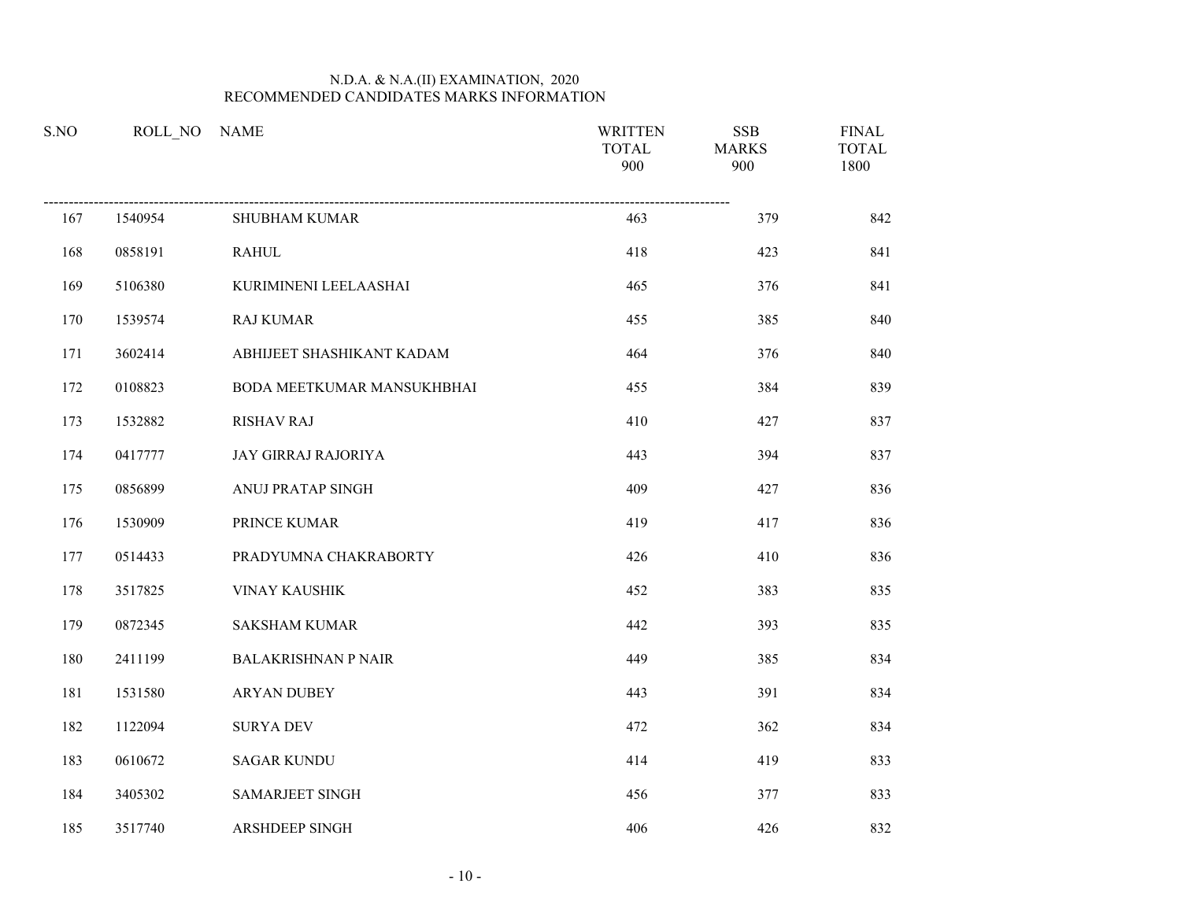N.D.A. & N.A.(II) EXAMINATION, 2020
RECOMMENDED CANDIDATES MARKS INFORMATION

| S.NO | ROLL_NO | NAME | WRITTEN TOTAL 900 | SSB MARKS 900 | FINAL TOTAL 1800 |
|---|---|---|---|---|---|
| 167 | 1540954 | SHUBHAM KUMAR | 463 | 379 | 842 |
| 168 | 0858191 | RAHUL | 418 | 423 | 841 |
| 169 | 5106380 | KURIMINENI LEELAASHAI | 465 | 376 | 841 |
| 170 | 1539574 | RAJ KUMAR | 455 | 385 | 840 |
| 171 | 3602414 | ABHIJEET SHASHIKANT KADAM | 464 | 376 | 840 |
| 172 | 0108823 | BODA MEETKUMAR MANSUKHBHAI | 455 | 384 | 839 |
| 173 | 1532882 | RISHAV RAJ | 410 | 427 | 837 |
| 174 | 0417777 | JAY GIRRAJ RAJORIYA | 443 | 394 | 837 |
| 175 | 0856899 | ANUJ PRATAP SINGH | 409 | 427 | 836 |
| 176 | 1530909 | PRINCE KUMAR | 419 | 417 | 836 |
| 177 | 0514433 | PRADYUMNA CHAKRABORTY | 426 | 410 | 836 |
| 178 | 3517825 | VINAY KAUSHIK | 452 | 383 | 835 |
| 179 | 0872345 | SAKSHAM KUMAR | 442 | 393 | 835 |
| 180 | 2411199 | BALAKRISHNAN P NAIR | 449 | 385 | 834 |
| 181 | 1531580 | ARYAN DUBEY | 443 | 391 | 834 |
| 182 | 1122094 | SURYA DEV | 472 | 362 | 834 |
| 183 | 0610672 | SAGAR KUNDU | 414 | 419 | 833 |
| 184 | 3405302 | SAMARJEET SINGH | 456 | 377 | 833 |
| 185 | 3517740 | ARSHDEEP SINGH | 406 | 426 | 832 |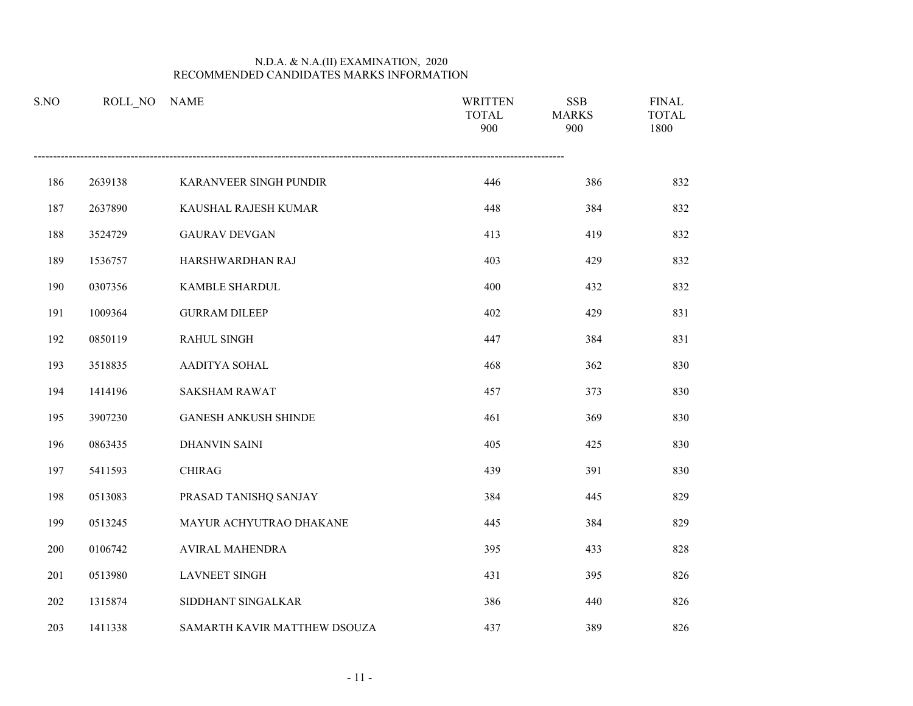N.D.A. & N.A.(II) EXAMINATION, 2020
RECOMMENDED CANDIDATES MARKS INFORMATION

| S.NO | ROLL_NO | NAME | WRITTEN TOTAL 900 | SSB MARKS 900 | FINAL TOTAL 1800 |
|---|---|---|---|---|---|
| 186 | 2639138 | KARANVEER SINGH PUNDIR | 446 | 386 | 832 |
| 187 | 2637890 | KAUSHAL RAJESH KUMAR | 448 | 384 | 832 |
| 188 | 3524729 | GAURAV DEVGAN | 413 | 419 | 832 |
| 189 | 1536757 | HARSHWARDHAN RAJ | 403 | 429 | 832 |
| 190 | 0307356 | KAMBLE SHARDUL | 400 | 432 | 832 |
| 191 | 1009364 | GURRAM DILEEP | 402 | 429 | 831 |
| 192 | 0850119 | RAHUL SINGH | 447 | 384 | 831 |
| 193 | 3518835 | AADITYA SOHAL | 468 | 362 | 830 |
| 194 | 1414196 | SAKSHAM RAWAT | 457 | 373 | 830 |
| 195 | 3907230 | GANESH ANKUSH SHINDE | 461 | 369 | 830 |
| 196 | 0863435 | DHANVIN SAINI | 405 | 425 | 830 |
| 197 | 5411593 | CHIRAG | 439 | 391 | 830 |
| 198 | 0513083 | PRASAD TANISHQ SANJAY | 384 | 445 | 829 |
| 199 | 0513245 | MAYUR ACHYUTRAO DHAKANE | 445 | 384 | 829 |
| 200 | 0106742 | AVIRAL MAHENDRA | 395 | 433 | 828 |
| 201 | 0513980 | LAVNEET SINGH | 431 | 395 | 826 |
| 202 | 1315874 | SIDDHANT SINGALKAR | 386 | 440 | 826 |
| 203 | 1411338 | SAMARTH KAVIR MATTHEW DSOUZA | 437 | 389 | 826 |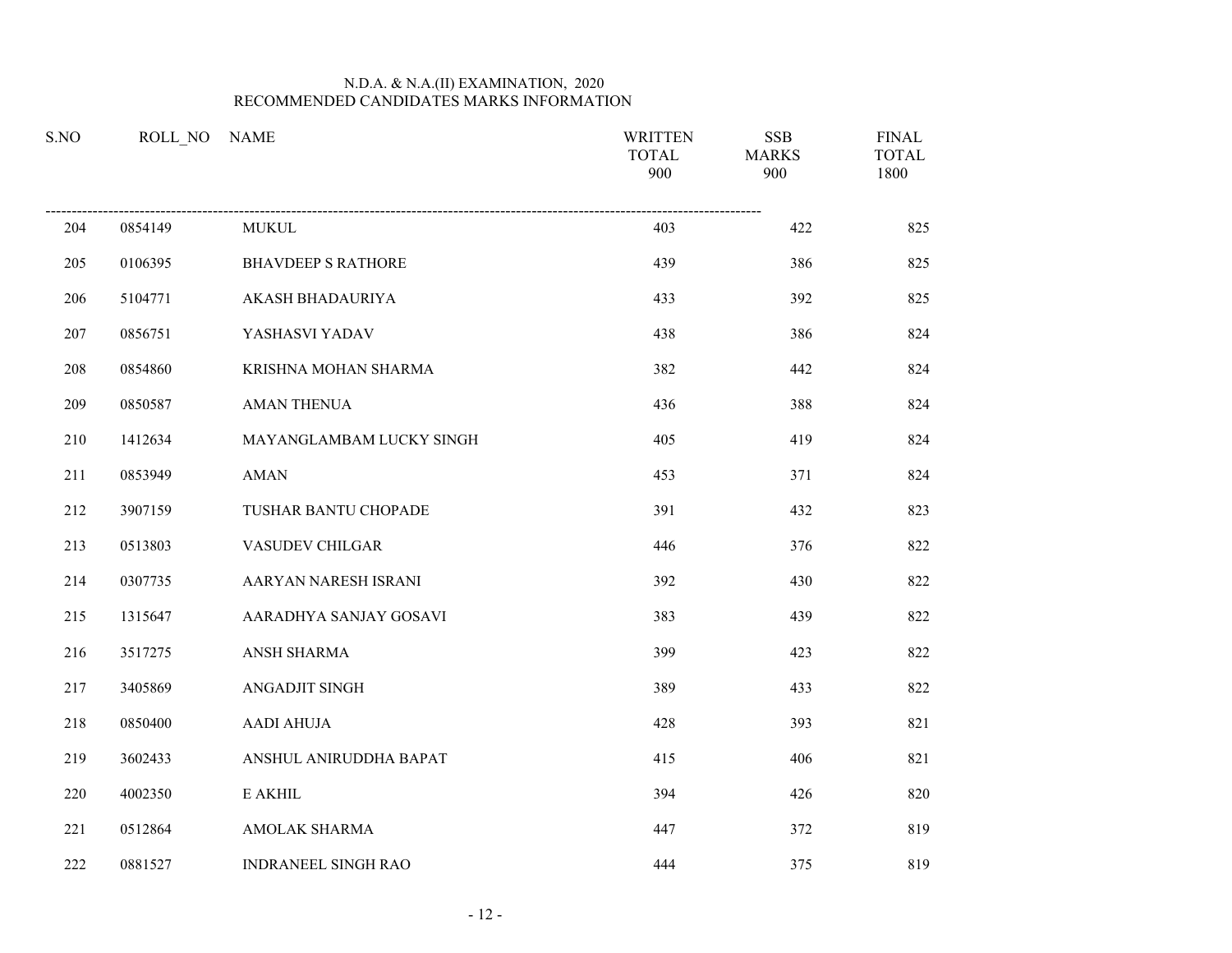N.D.A. & N.A.(II) EXAMINATION, 2020
RECOMMENDED CANDIDATES MARKS INFORMATION

| S.NO | ROLL_NO | NAME | WRITTEN TOTAL 900 | SSB MARKS 900 | FINAL TOTAL 1800 |
|---|---|---|---|---|---|
| 204 | 0854149 | MUKUL | 403 | 422 | 825 |
| 205 | 0106395 | BHAVDEEP S RATHORE | 439 | 386 | 825 |
| 206 | 5104771 | AKASH BHADAURIYA | 433 | 392 | 825 |
| 207 | 0856751 | YASHASVI YADAV | 438 | 386 | 824 |
| 208 | 0854860 | KRISHNA MOHAN SHARMA | 382 | 442 | 824 |
| 209 | 0850587 | AMAN THENUA | 436 | 388 | 824 |
| 210 | 1412634 | MAYANGLAMBAM LUCKY SINGH | 405 | 419 | 824 |
| 211 | 0853949 | AMAN | 453 | 371 | 824 |
| 212 | 3907159 | TUSHAR BANTU CHOPADE | 391 | 432 | 823 |
| 213 | 0513803 | VASUDEV CHILGAR | 446 | 376 | 822 |
| 214 | 0307735 | AARYAN NARESH ISRANI | 392 | 430 | 822 |
| 215 | 1315647 | AARADHYA SANJAY GOSAVI | 383 | 439 | 822 |
| 216 | 3517275 | ANSH SHARMA | 399 | 423 | 822 |
| 217 | 3405869 | ANGADJIT SINGH | 389 | 433 | 822 |
| 218 | 0850400 | AADI AHUJA | 428 | 393 | 821 |
| 219 | 3602433 | ANSHUL ANIRUDDHA BAPAT | 415 | 406 | 821 |
| 220 | 4002350 | E AKHIL | 394 | 426 | 820 |
| 221 | 0512864 | AMOLAK SHARMA | 447 | 372 | 819 |
| 222 | 0881527 | INDRANEEL SINGH RAO | 444 | 375 | 819 |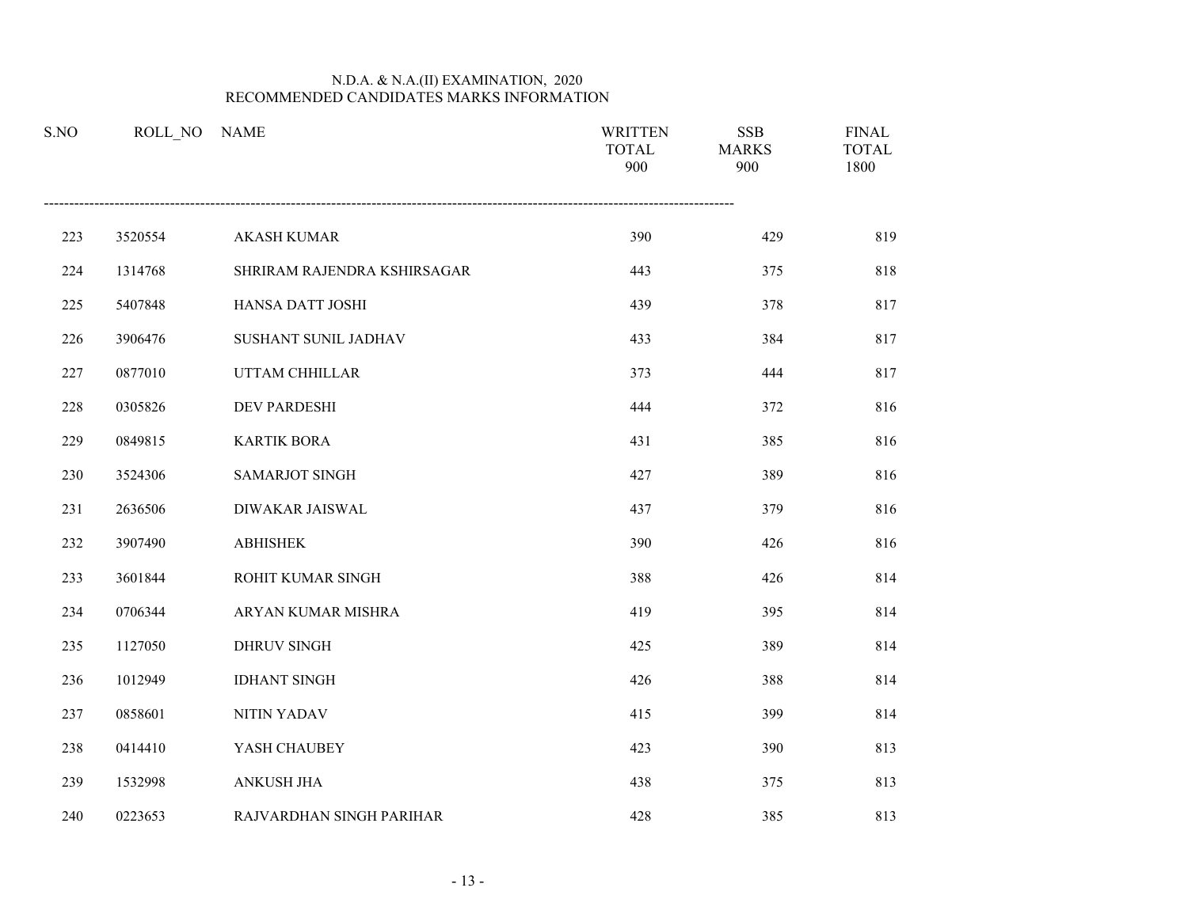N.D.A. & N.A.(II) EXAMINATION, 2020
RECOMMENDED CANDIDATES MARKS INFORMATION

| S.NO | ROLL_NO | NAME | WRITTEN TOTAL 900 | SSB MARKS 900 | FINAL TOTAL 1800 |
|---|---|---|---|---|---|
| 223 | 3520554 | AKASH KUMAR | 390 | 429 | 819 |
| 224 | 1314768 | SHRIRAM RAJENDRA KSHIRSAGAR | 443 | 375 | 818 |
| 225 | 5407848 | HANSA DATT JOSHI | 439 | 378 | 817 |
| 226 | 3906476 | SUSHANT SUNIL JADHAV | 433 | 384 | 817 |
| 227 | 0877010 | UTTAM CHHILLAR | 373 | 444 | 817 |
| 228 | 0305826 | DEV PARDESHI | 444 | 372 | 816 |
| 229 | 0849815 | KARTIK BORA | 431 | 385 | 816 |
| 230 | 3524306 | SAMARJOT SINGH | 427 | 389 | 816 |
| 231 | 2636506 | DIWAKAR JAISWAL | 437 | 379 | 816 |
| 232 | 3907490 | ABHISHEK | 390 | 426 | 816 |
| 233 | 3601844 | ROHIT KUMAR SINGH | 388 | 426 | 814 |
| 234 | 0706344 | ARYAN KUMAR MISHRA | 419 | 395 | 814 |
| 235 | 1127050 | DHRUV SINGH | 425 | 389 | 814 |
| 236 | 1012949 | IDHANT SINGH | 426 | 388 | 814 |
| 237 | 0858601 | NITIN YADAV | 415 | 399 | 814 |
| 238 | 0414410 | YASH CHAUBEY | 423 | 390 | 813 |
| 239 | 1532998 | ANKUSH JHA | 438 | 375 | 813 |
| 240 | 0223653 | RAJVARDHAN SINGH PARIHAR | 428 | 385 | 813 |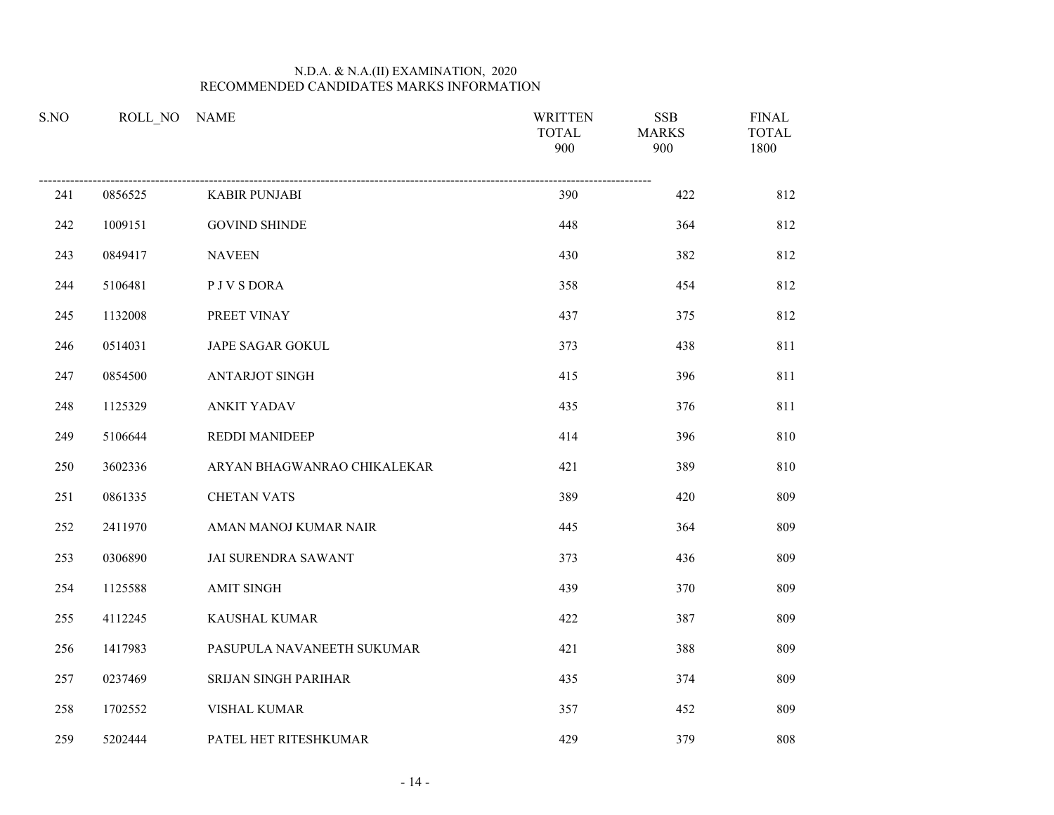N.D.A. & N.A.(II) EXAMINATION, 2020
RECOMMENDED CANDIDATES MARKS INFORMATION

| S.NO | ROLL_NO | NAME | WRITTEN TOTAL 900 | SSB MARKS 900 | FINAL TOTAL 1800 |
|---|---|---|---|---|---|
| 241 | 0856525 | KABIR PUNJABI | 390 | 422 | 812 |
| 242 | 1009151 | GOVIND SHINDE | 448 | 364 | 812 |
| 243 | 0849417 | NAVEEN | 430 | 382 | 812 |
| 244 | 5106481 | P J V S DORA | 358 | 454 | 812 |
| 245 | 1132008 | PREET VINAY | 437 | 375 | 812 |
| 246 | 0514031 | JAPE SAGAR GOKUL | 373 | 438 | 811 |
| 247 | 0854500 | ANTARJOT SINGH | 415 | 396 | 811 |
| 248 | 1125329 | ANKIT YADAV | 435 | 376 | 811 |
| 249 | 5106644 | REDDI MANIDEEP | 414 | 396 | 810 |
| 250 | 3602336 | ARYAN BHAGWANRAO CHIKALEKAR | 421 | 389 | 810 |
| 251 | 0861335 | CHETAN VATS | 389 | 420 | 809 |
| 252 | 2411970 | AMAN MANOJ KUMAR NAIR | 445 | 364 | 809 |
| 253 | 0306890 | JAI SURENDRA SAWANT | 373 | 436 | 809 |
| 254 | 1125588 | AMIT SINGH | 439 | 370 | 809 |
| 255 | 4112245 | KAUSHAL KUMAR | 422 | 387 | 809 |
| 256 | 1417983 | PASUPULA NAVANEETH SUKUMAR | 421 | 388 | 809 |
| 257 | 0237469 | SRIJAN SINGH PARIHAR | 435 | 374 | 809 |
| 258 | 1702552 | VISHAL KUMAR | 357 | 452 | 809 |
| 259 | 5202444 | PATEL HET RITESHKUMAR | 429 | 379 | 808 |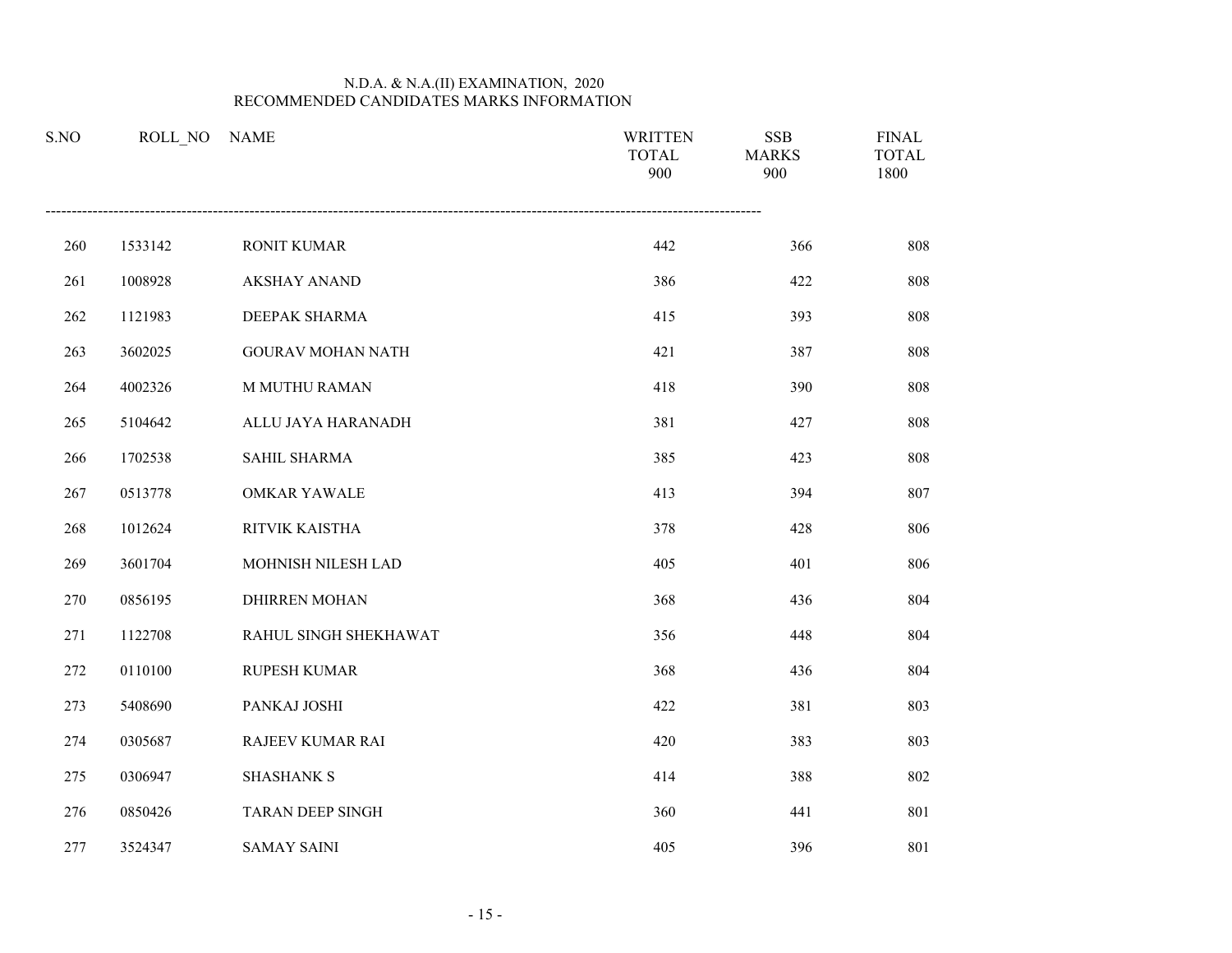N.D.A. & N.A.(II) EXAMINATION, 2020
RECOMMENDED CANDIDATES MARKS INFORMATION

| S.NO | ROLL_NO | NAME | WRITTEN TOTAL 900 | SSB MARKS 900 | FINAL TOTAL 1800 |
|---|---|---|---|---|---|
| 260 | 1533142 | RONIT KUMAR | 442 | 366 | 808 |
| 261 | 1008928 | AKSHAY ANAND | 386 | 422 | 808 |
| 262 | 1121983 | DEEPAK SHARMA | 415 | 393 | 808 |
| 263 | 3602025 | GOURAV MOHAN NATH | 421 | 387 | 808 |
| 264 | 4002326 | M MUTHU RAMAN | 418 | 390 | 808 |
| 265 | 5104642 | ALLU JAYA HARANADH | 381 | 427 | 808 |
| 266 | 1702538 | SAHIL SHARMA | 385 | 423 | 808 |
| 267 | 0513778 | OMKAR YAWALE | 413 | 394 | 807 |
| 268 | 1012624 | RITVIK KAISTHA | 378 | 428 | 806 |
| 269 | 3601704 | MOHNISH NILESH LAD | 405 | 401 | 806 |
| 270 | 0856195 | DHIRREN MOHAN | 368 | 436 | 804 |
| 271 | 1122708 | RAHUL SINGH SHEKHAWAT | 356 | 448 | 804 |
| 272 | 0110100 | RUPESH KUMAR | 368 | 436 | 804 |
| 273 | 5408690 | PANKAJ JOSHI | 422 | 381 | 803 |
| 274 | 0305687 | RAJEEV KUMAR RAI | 420 | 383 | 803 |
| 275 | 0306947 | SHASHANK S | 414 | 388 | 802 |
| 276 | 0850426 | TARAN DEEP SINGH | 360 | 441 | 801 |
| 277 | 3524347 | SAMAY SAINI | 405 | 396 | 801 |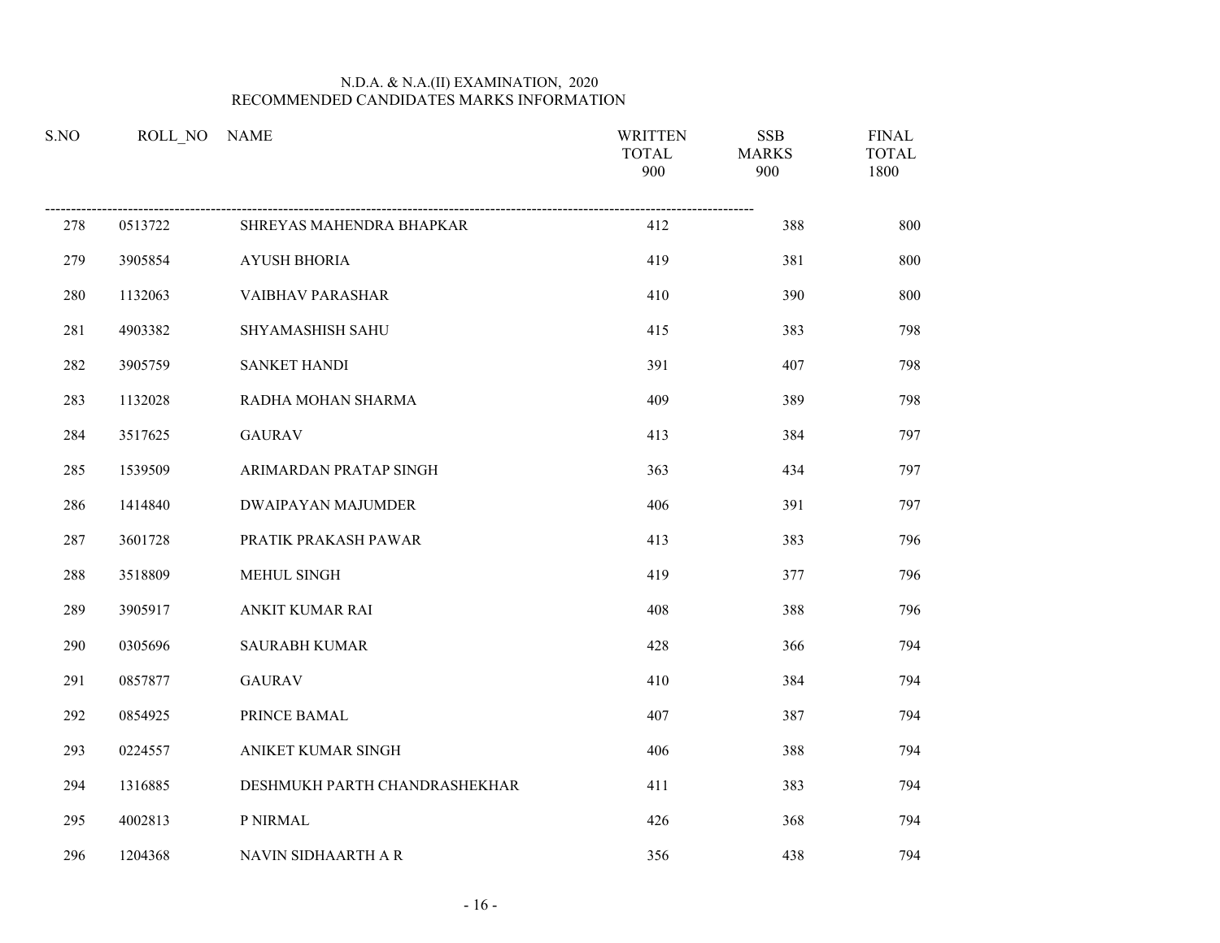N.D.A. & N.A.(II) EXAMINATION, 2020
RECOMMENDED CANDIDATES MARKS INFORMATION

| S.NO | ROLL_NO | NAME | WRITTEN TOTAL 900 | SSB MARKS 900 | FINAL TOTAL 1800 |
|---|---|---|---|---|---|
| 278 | 0513722 | SHREYAS MAHENDRA BHAPKAR | 412 | 388 | 800 |
| 279 | 3905854 | AYUSH BHORIA | 419 | 381 | 800 |
| 280 | 1132063 | VAIBHAV PARASHAR | 410 | 390 | 800 |
| 281 | 4903382 | SHYAMASHISH SAHU | 415 | 383 | 798 |
| 282 | 3905759 | SANKET HANDI | 391 | 407 | 798 |
| 283 | 1132028 | RADHA MOHAN SHARMA | 409 | 389 | 798 |
| 284 | 3517625 | GAURAV | 413 | 384 | 797 |
| 285 | 1539509 | ARIMARDAN PRATAP SINGH | 363 | 434 | 797 |
| 286 | 1414840 | DWAIPAYAN MAJUMDER | 406 | 391 | 797 |
| 287 | 3601728 | PRATIK PRAKASH PAWAR | 413 | 383 | 796 |
| 288 | 3518809 | MEHUL SINGH | 419 | 377 | 796 |
| 289 | 3905917 | ANKIT KUMAR RAI | 408 | 388 | 796 |
| 290 | 0305696 | SAURABH KUMAR | 428 | 366 | 794 |
| 291 | 0857877 | GAURAV | 410 | 384 | 794 |
| 292 | 0854925 | PRINCE BAMAL | 407 | 387 | 794 |
| 293 | 0224557 | ANIKET KUMAR SINGH | 406 | 388 | 794 |
| 294 | 1316885 | DESHMUKH PARTH CHANDRASHEKHAR | 411 | 383 | 794 |
| 295 | 4002813 | P NIRMAL | 426 | 368 | 794 |
| 296 | 1204368 | NAVIN SIDHAARTH A R | 356 | 438 | 794 |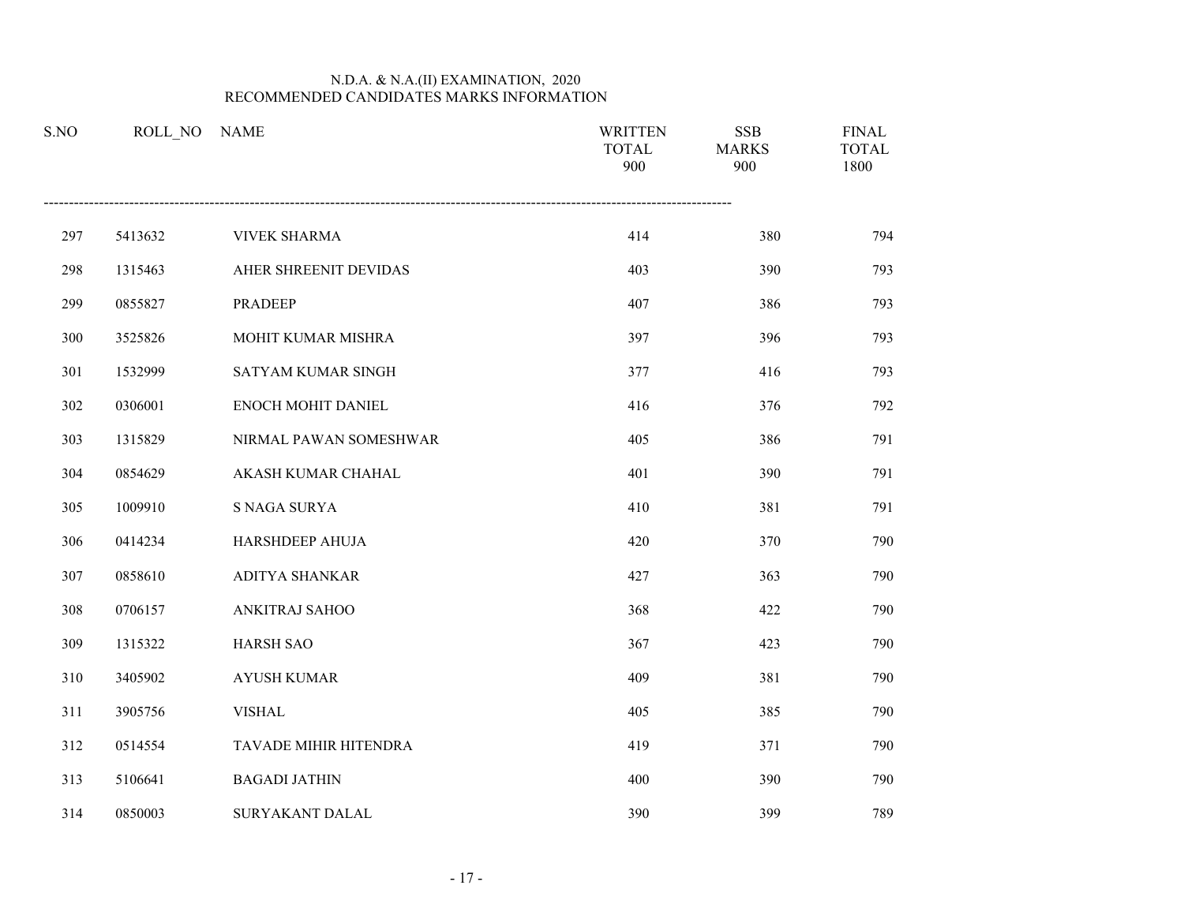N.D.A. & N.A.(II) EXAMINATION, 2020
RECOMMENDED CANDIDATES MARKS INFORMATION

| S.NO | ROLL_NO | NAME | WRITTEN TOTAL 900 | SSB MARKS 900 | FINAL TOTAL 1800 |
|---|---|---|---|---|---|
| 297 | 5413632 | VIVEK SHARMA | 414 | 380 | 794 |
| 298 | 1315463 | AHER SHREENIT DEVIDAS | 403 | 390 | 793 |
| 299 | 0855827 | PRADEEP | 407 | 386 | 793 |
| 300 | 3525826 | MOHIT KUMAR MISHRA | 397 | 396 | 793 |
| 301 | 1532999 | SATYAM KUMAR SINGH | 377 | 416 | 793 |
| 302 | 0306001 | ENOCH MOHIT DANIEL | 416 | 376 | 792 |
| 303 | 1315829 | NIRMAL PAWAN SOMESHWAR | 405 | 386 | 791 |
| 304 | 0854629 | AKASH KUMAR CHAHAL | 401 | 390 | 791 |
| 305 | 1009910 | S NAGA SURYA | 410 | 381 | 791 |
| 306 | 0414234 | HARSHDEEP AHUJA | 420 | 370 | 790 |
| 307 | 0858610 | ADITYA SHANKAR | 427 | 363 | 790 |
| 308 | 0706157 | ANKITRAJ SAHOO | 368 | 422 | 790 |
| 309 | 1315322 | HARSH SAO | 367 | 423 | 790 |
| 310 | 3405902 | AYUSH KUMAR | 409 | 381 | 790 |
| 311 | 3905756 | VISHAL | 405 | 385 | 790 |
| 312 | 0514554 | TAVADE MIHIR HITENDRA | 419 | 371 | 790 |
| 313 | 5106641 | BAGADI JATHIN | 400 | 390 | 790 |
| 314 | 0850003 | SURYAKANT DALAL | 390 | 399 | 789 |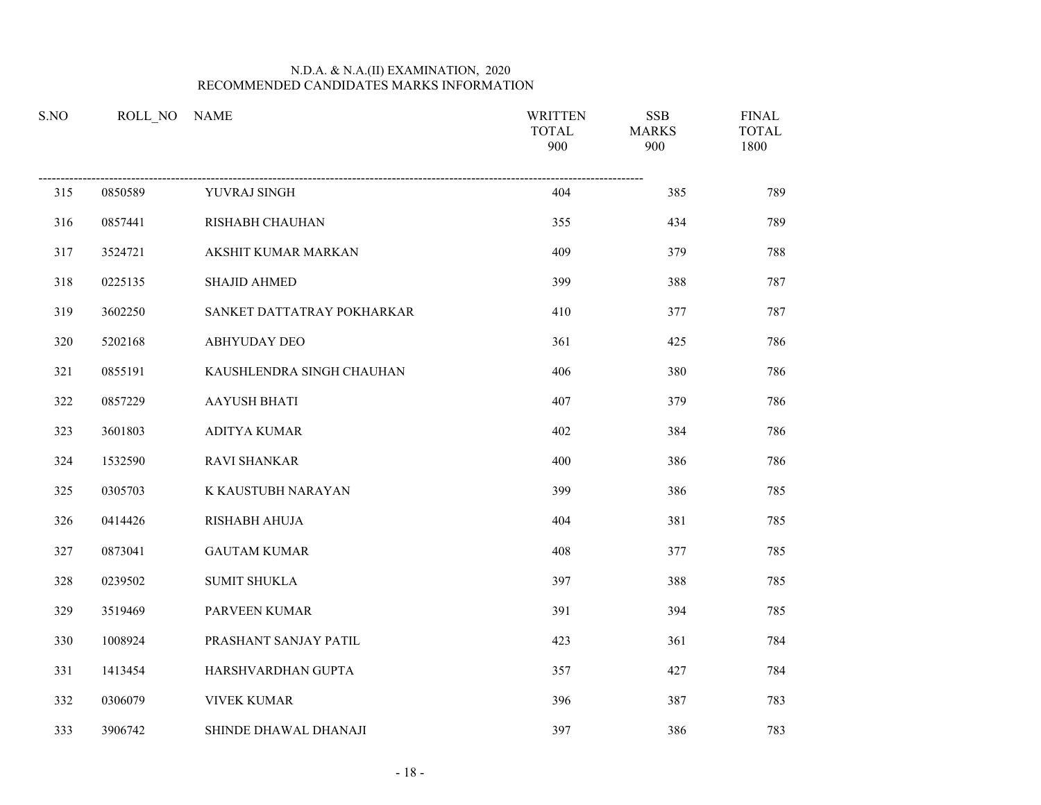N.D.A. & N.A.(II) EXAMINATION, 2020
RECOMMENDED CANDIDATES MARKS INFORMATION

| S.NO | ROLL_NO | NAME | WRITTEN TOTAL 900 | SSB MARKS 900 | FINAL TOTAL 1800 |
|---|---|---|---|---|---|
| 315 | 0850589 | YUVRAJ SINGH | 404 | 385 | 789 |
| 316 | 0857441 | RISHABH CHAUHAN | 355 | 434 | 789 |
| 317 | 3524721 | AKSHIT KUMAR MARKAN | 409 | 379 | 788 |
| 318 | 0225135 | SHAJID AHMED | 399 | 388 | 787 |
| 319 | 3602250 | SANKET DATTATRAY POKHARKAR | 410 | 377 | 787 |
| 320 | 5202168 | ABHYUDAY DEO | 361 | 425 | 786 |
| 321 | 0855191 | KAUSHLENDRA SINGH CHAUHAN | 406 | 380 | 786 |
| 322 | 0857229 | AAYUSH BHATI | 407 | 379 | 786 |
| 323 | 3601803 | ADITYA KUMAR | 402 | 384 | 786 |
| 324 | 1532590 | RAVI SHANKAR | 400 | 386 | 786 |
| 325 | 0305703 | K KAUSTUBH NARAYAN | 399 | 386 | 785 |
| 326 | 0414426 | RISHABH AHUJA | 404 | 381 | 785 |
| 327 | 0873041 | GAUTAM KUMAR | 408 | 377 | 785 |
| 328 | 0239502 | SUMIT SHUKLA | 397 | 388 | 785 |
| 329 | 3519469 | PARVEEN KUMAR | 391 | 394 | 785 |
| 330 | 1008924 | PRASHANT SANJAY PATIL | 423 | 361 | 784 |
| 331 | 1413454 | HARSHVARDHAN GUPTA | 357 | 427 | 784 |
| 332 | 0306079 | VIVEK KUMAR | 396 | 387 | 783 |
| 333 | 3906742 | SHINDE DHAWAL DHANAJI | 397 | 386 | 783 |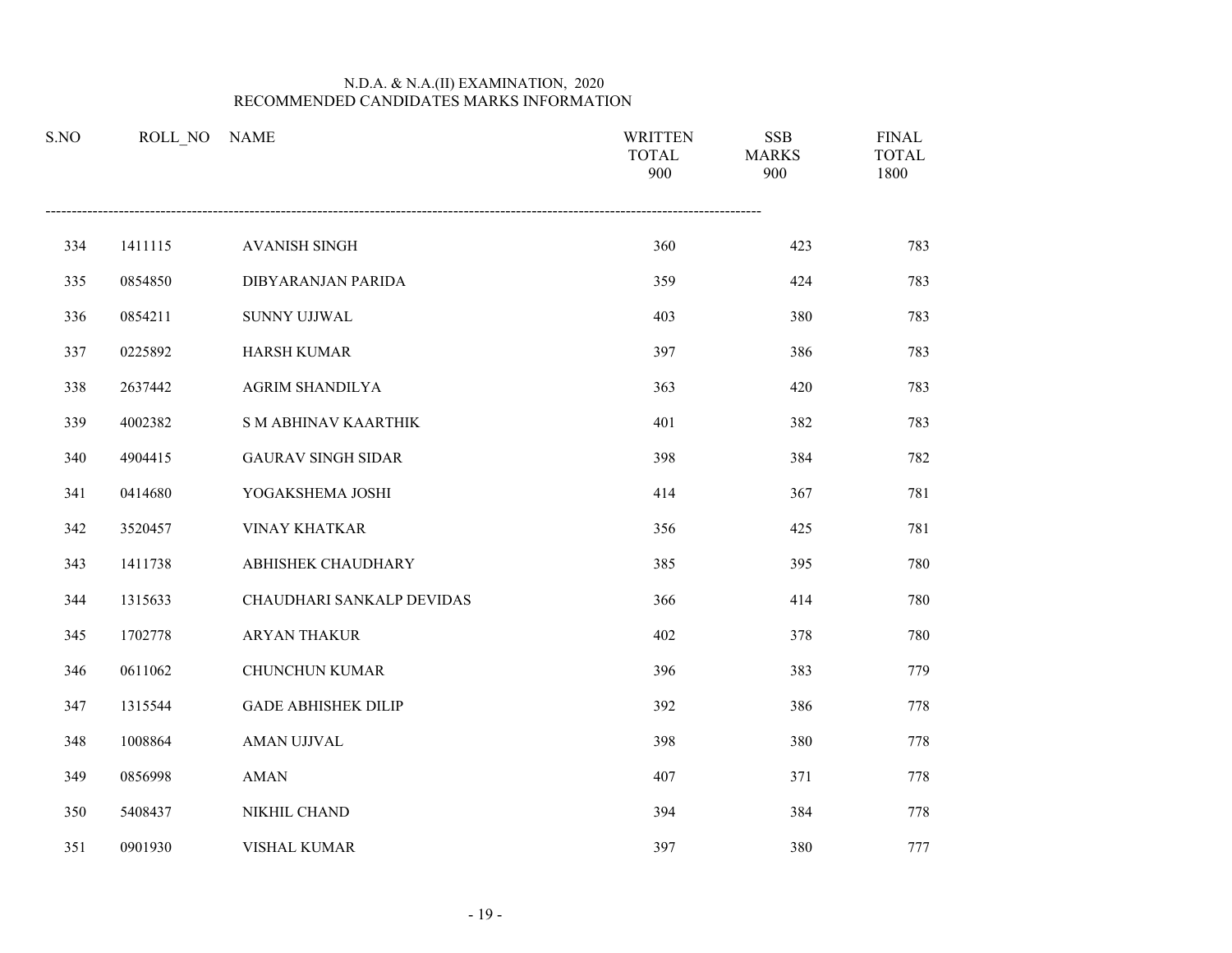N.D.A. & N.A.(II) EXAMINATION, 2020
RECOMMENDED CANDIDATES MARKS INFORMATION

| S.NO | ROLL_NO | NAME | WRITTEN TOTAL 900 | SSB MARKS 900 | FINAL TOTAL 1800 |
|---|---|---|---|---|---|
| 334 | 1411115 | AVANISH SINGH | 360 | 423 | 783 |
| 335 | 0854850 | DIBYARANJAN PARIDA | 359 | 424 | 783 |
| 336 | 0854211 | SUNNY UJJWAL | 403 | 380 | 783 |
| 337 | 0225892 | HARSH KUMAR | 397 | 386 | 783 |
| 338 | 2637442 | AGRIM SHANDILYA | 363 | 420 | 783 |
| 339 | 4002382 | S M ABHINAV KAARTHIK | 401 | 382 | 783 |
| 340 | 4904415 | GAURAV SINGH SIDAR | 398 | 384 | 782 |
| 341 | 0414680 | YOGAKSHEMA JOSHI | 414 | 367 | 781 |
| 342 | 3520457 | VINAY KHATKAR | 356 | 425 | 781 |
| 343 | 1411738 | ABHISHEK CHAUDHARY | 385 | 395 | 780 |
| 344 | 1315633 | CHAUDHARI SANKALP DEVIDAS | 366 | 414 | 780 |
| 345 | 1702778 | ARYAN THAKUR | 402 | 378 | 780 |
| 346 | 0611062 | CHUNCHUN KUMAR | 396 | 383 | 779 |
| 347 | 1315544 | GADE ABHISHEK DILIP | 392 | 386 | 778 |
| 348 | 1008864 | AMAN UJJVAL | 398 | 380 | 778 |
| 349 | 0856998 | AMAN | 407 | 371 | 778 |
| 350 | 5408437 | NIKHIL CHAND | 394 | 384 | 778 |
| 351 | 0901930 | VISHAL KUMAR | 397 | 380 | 777 |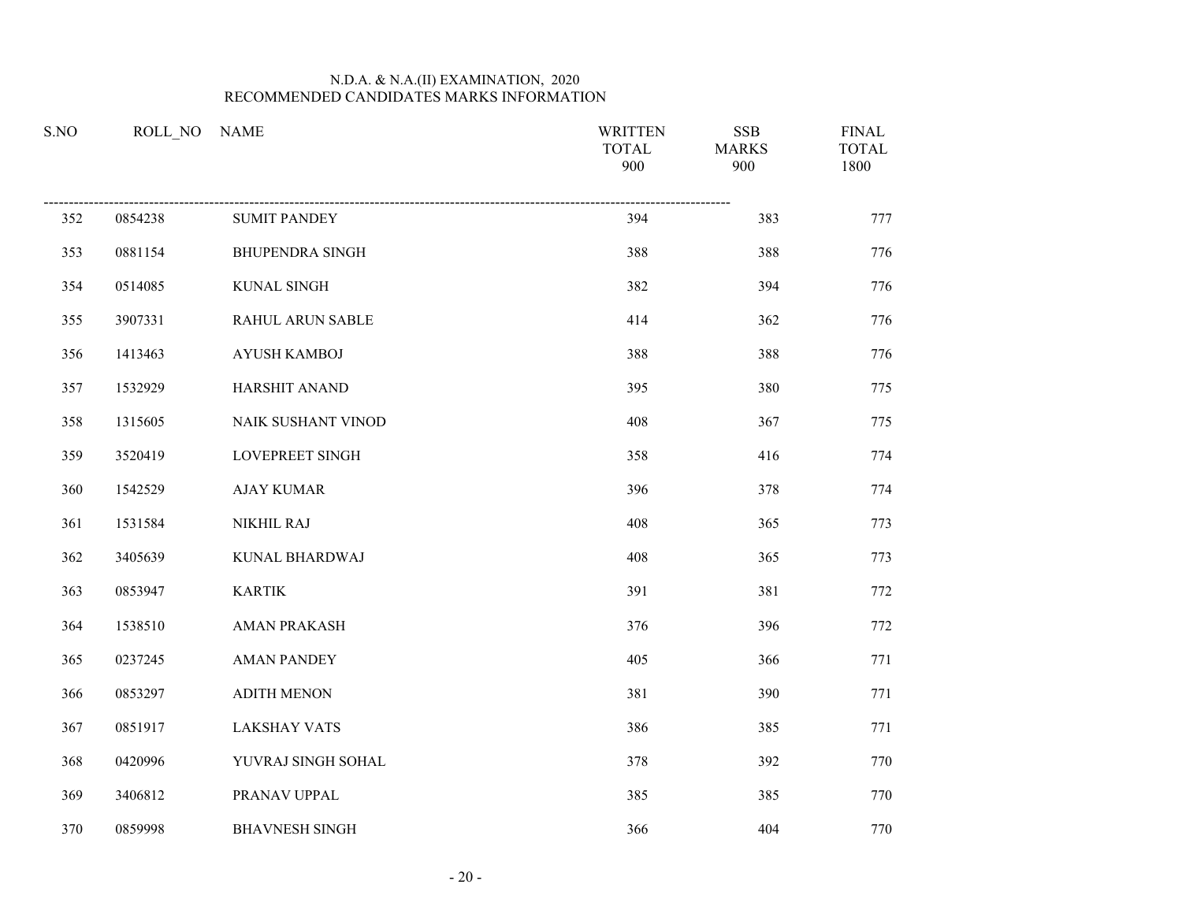N.D.A. & N.A.(II) EXAMINATION, 2020
RECOMMENDED CANDIDATES MARKS INFORMATION

| S.NO | ROLL_NO | NAME | WRITTEN TOTAL 900 | SSB MARKS 900 | FINAL TOTAL 1800 |
|---|---|---|---|---|---|
| 352 | 0854238 | SUMIT PANDEY | 394 | 383 | 777 |
| 353 | 0881154 | BHUPENDRA SINGH | 388 | 388 | 776 |
| 354 | 0514085 | KUNAL SINGH | 382 | 394 | 776 |
| 355 | 3907331 | RAHUL ARUN SABLE | 414 | 362 | 776 |
| 356 | 1413463 | AYUSH KAMBOJ | 388 | 388 | 776 |
| 357 | 1532929 | HARSHIT ANAND | 395 | 380 | 775 |
| 358 | 1315605 | NAIK SUSHANT VINOD | 408 | 367 | 775 |
| 359 | 3520419 | LOVEPREET SINGH | 358 | 416 | 774 |
| 360 | 1542529 | AJAY KUMAR | 396 | 378 | 774 |
| 361 | 1531584 | NIKHIL RAJ | 408 | 365 | 773 |
| 362 | 3405639 | KUNAL BHARDWAJ | 408 | 365 | 773 |
| 363 | 0853947 | KARTIK | 391 | 381 | 772 |
| 364 | 1538510 | AMAN PRAKASH | 376 | 396 | 772 |
| 365 | 0237245 | AMAN PANDEY | 405 | 366 | 771 |
| 366 | 0853297 | ADITH MENON | 381 | 390 | 771 |
| 367 | 0851917 | LAKSHAY VATS | 386 | 385 | 771 |
| 368 | 0420996 | YUVRAJ SINGH SOHAL | 378 | 392 | 770 |
| 369 | 3406812 | PRANAV UPPAL | 385 | 385 | 770 |
| 370 | 0859998 | BHAVNESH SINGH | 366 | 404 | 770 |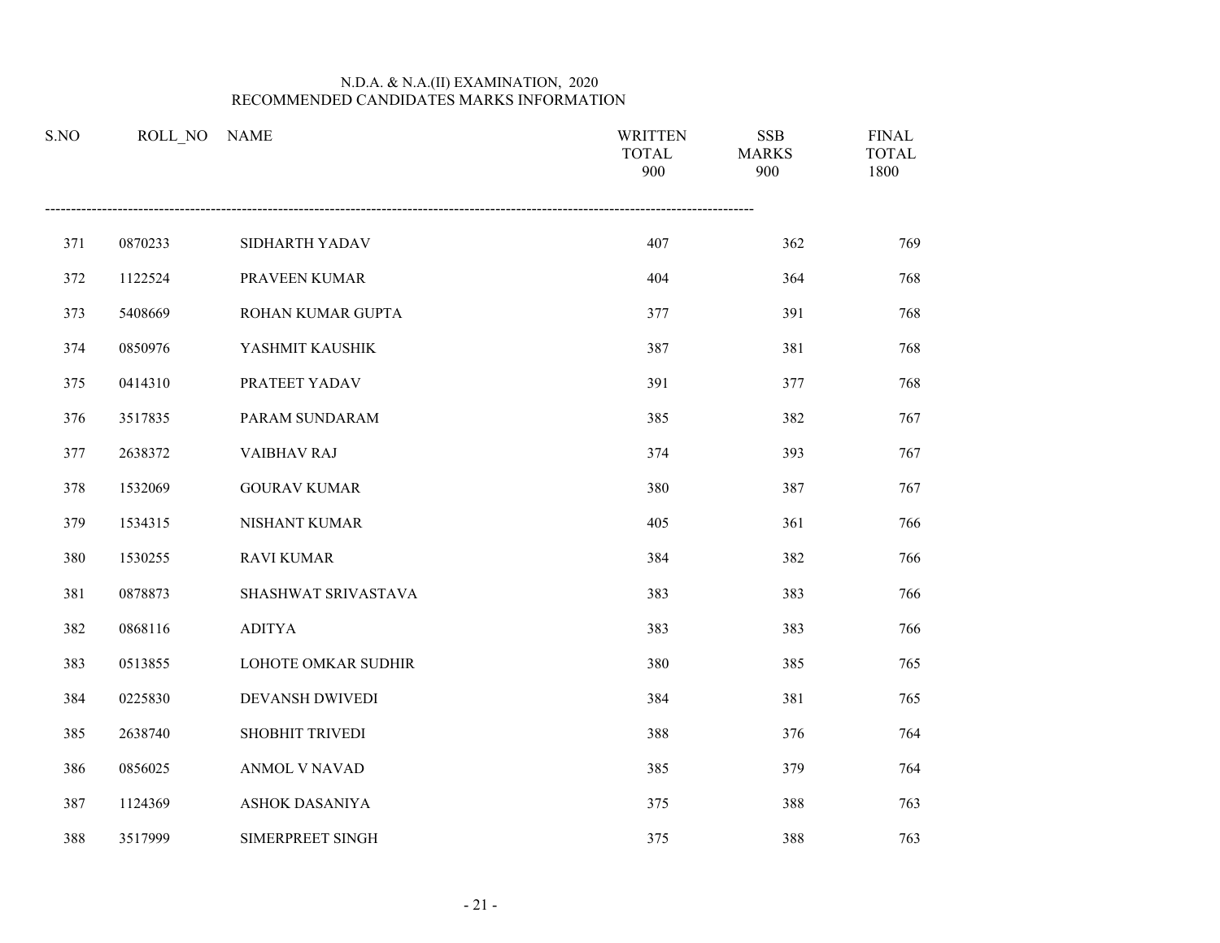N.D.A. & N.A.(II) EXAMINATION, 2020
RECOMMENDED CANDIDATES MARKS INFORMATION

| S.NO | ROLL_NO | NAME | WRITTEN TOTAL 900 | SSB MARKS 900 | FINAL TOTAL 1800 |
|---|---|---|---|---|---|
| 371 | 0870233 | SIDHARTH YADAV | 407 | 362 | 769 |
| 372 | 1122524 | PRAVEEN KUMAR | 404 | 364 | 768 |
| 373 | 5408669 | ROHAN KUMAR GUPTA | 377 | 391 | 768 |
| 374 | 0850976 | YASHMIT KAUSHIK | 387 | 381 | 768 |
| 375 | 0414310 | PRATEET YADAV | 391 | 377 | 768 |
| 376 | 3517835 | PARAM SUNDARAM | 385 | 382 | 767 |
| 377 | 2638372 | VAIBHAV RAJ | 374 | 393 | 767 |
| 378 | 1532069 | GOURAV KUMAR | 380 | 387 | 767 |
| 379 | 1534315 | NISHANT KUMAR | 405 | 361 | 766 |
| 380 | 1530255 | RAVI KUMAR | 384 | 382 | 766 |
| 381 | 0878873 | SHASHWAT SRIVASTAVA | 383 | 383 | 766 |
| 382 | 0868116 | ADITYA | 383 | 383 | 766 |
| 383 | 0513855 | LOHOTE OMKAR SUDHIR | 380 | 385 | 765 |
| 384 | 0225830 | DEVANSH DWIVEDI | 384 | 381 | 765 |
| 385 | 2638740 | SHOBHIT TRIVEDI | 388 | 376 | 764 |
| 386 | 0856025 | ANMOL V NAVAD | 385 | 379 | 764 |
| 387 | 1124369 | ASHOK DASANIYA | 375 | 388 | 763 |
| 388 | 3517999 | SIMERPREET SINGH | 375 | 388 | 763 |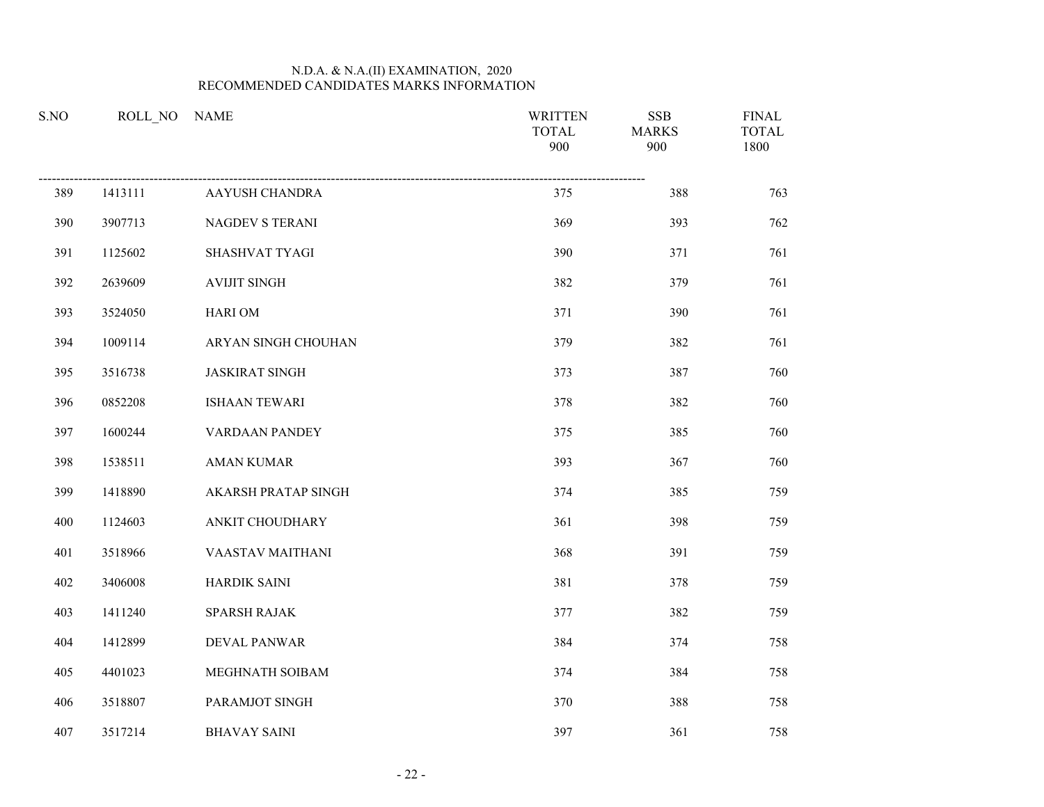N.D.A. & N.A.(II) EXAMINATION, 2020
RECOMMENDED CANDIDATES MARKS INFORMATION

| S.NO | ROLL_NO | NAME | WRITTEN TOTAL 900 | SSB MARKS 900 | FINAL TOTAL 1800 |
|---|---|---|---|---|---|
| 389 | 1413111 | AAYUSH CHANDRA | 375 | 388 | 763 |
| 390 | 3907713 | NAGDEV S TERANI | 369 | 393 | 762 |
| 391 | 1125602 | SHASHVAT TYAGI | 390 | 371 | 761 |
| 392 | 2639609 | AVIJIT SINGH | 382 | 379 | 761 |
| 393 | 3524050 | HARI OM | 371 | 390 | 761 |
| 394 | 1009114 | ARYAN SINGH CHOUHAN | 379 | 382 | 761 |
| 395 | 3516738 | JASKIRAT SINGH | 373 | 387 | 760 |
| 396 | 0852208 | ISHAAN TEWARI | 378 | 382 | 760 |
| 397 | 1600244 | VARDAAN PANDEY | 375 | 385 | 760 |
| 398 | 1538511 | AMAN KUMAR | 393 | 367 | 760 |
| 399 | 1418890 | AKARSH PRATAP SINGH | 374 | 385 | 759 |
| 400 | 1124603 | ANKIT CHOUDHARY | 361 | 398 | 759 |
| 401 | 3518966 | VAASTAV MAITHANI | 368 | 391 | 759 |
| 402 | 3406008 | HARDIK SAINI | 381 | 378 | 759 |
| 403 | 1411240 | SPARSH RAJAK | 377 | 382 | 759 |
| 404 | 1412899 | DEVAL PANWAR | 384 | 374 | 758 |
| 405 | 4401023 | MEGHNATH SOIBAM | 374 | 384 | 758 |
| 406 | 3518807 | PARAMJOT SINGH | 370 | 388 | 758 |
| 407 | 3517214 | BHAVAY SAINI | 397 | 361 | 758 |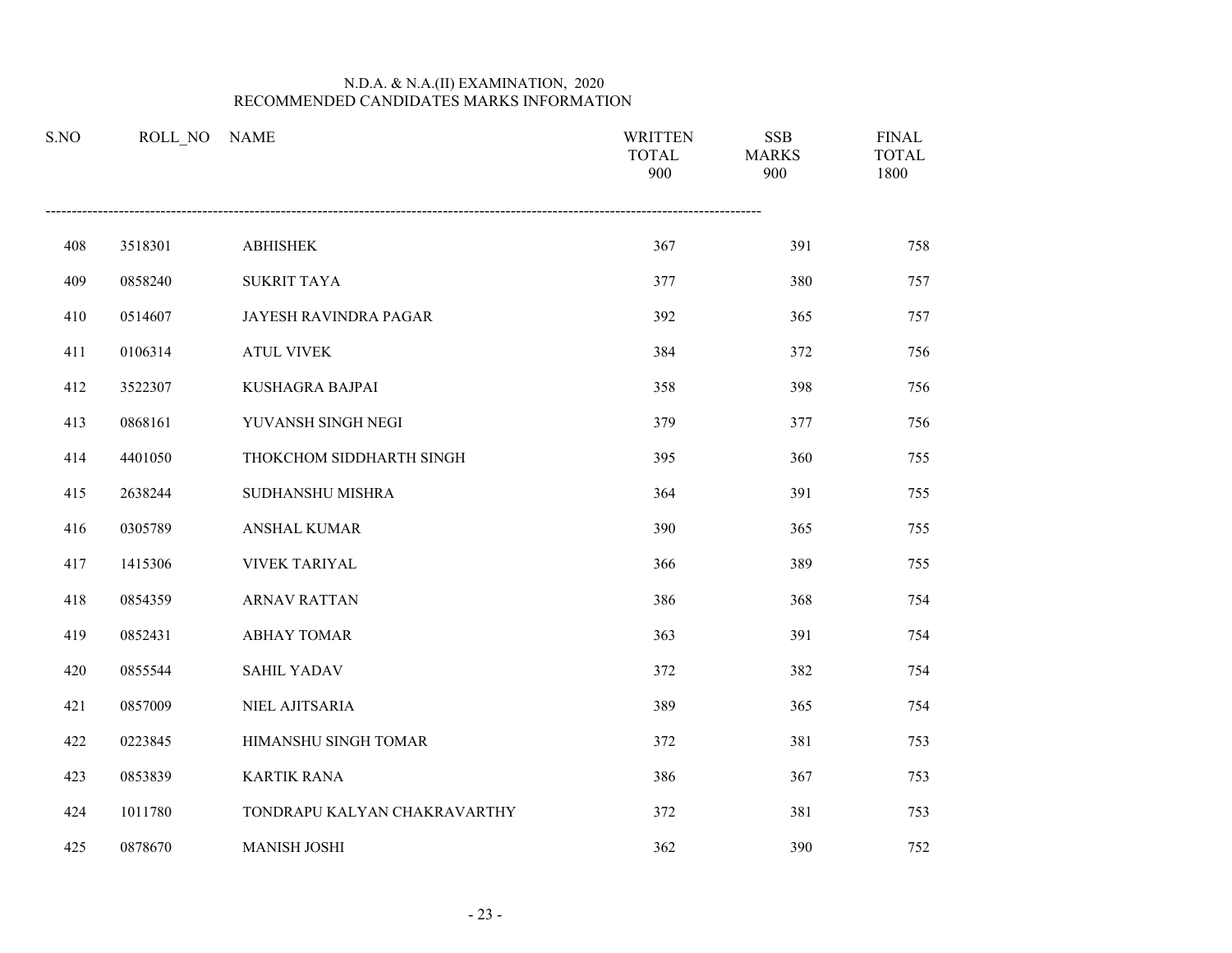N.D.A. & N.A.(II) EXAMINATION, 2020
RECOMMENDED CANDIDATES MARKS INFORMATION

| S.NO | ROLL_NO | NAME | WRITTEN TOTAL 900 | SSB MARKS 900 | FINAL TOTAL 1800 |
|---|---|---|---|---|---|
| 408 | 3518301 | ABHISHEK | 367 | 391 | 758 |
| 409 | 0858240 | SUKRIT TAYA | 377 | 380 | 757 |
| 410 | 0514607 | JAYESH RAVINDRA PAGAR | 392 | 365 | 757 |
| 411 | 0106314 | ATUL VIVEK | 384 | 372 | 756 |
| 412 | 3522307 | KUSHAGRA BAJPAI | 358 | 398 | 756 |
| 413 | 0868161 | YUVANSH SINGH NEGI | 379 | 377 | 756 |
| 414 | 4401050 | THOKCHOM SIDDHARTH SINGH | 395 | 360 | 755 |
| 415 | 2638244 | SUDHANSHU MISHRA | 364 | 391 | 755 |
| 416 | 0305789 | ANSHAL KUMAR | 390 | 365 | 755 |
| 417 | 1415306 | VIVEK TARIYAL | 366 | 389 | 755 |
| 418 | 0854359 | ARNAV RATTAN | 386 | 368 | 754 |
| 419 | 0852431 | ABHAY TOMAR | 363 | 391 | 754 |
| 420 | 0855544 | SAHIL YADAV | 372 | 382 | 754 |
| 421 | 0857009 | NIEL AJITSARIA | 389 | 365 | 754 |
| 422 | 0223845 | HIMANSHU SINGH TOMAR | 372 | 381 | 753 |
| 423 | 0853839 | KARTIK RANA | 386 | 367 | 753 |
| 424 | 1011780 | TONDRAPU KALYAN CHAKRAVARTHY | 372 | 381 | 753 |
| 425 | 0878670 | MANISH JOSHI | 362 | 390 | 752 |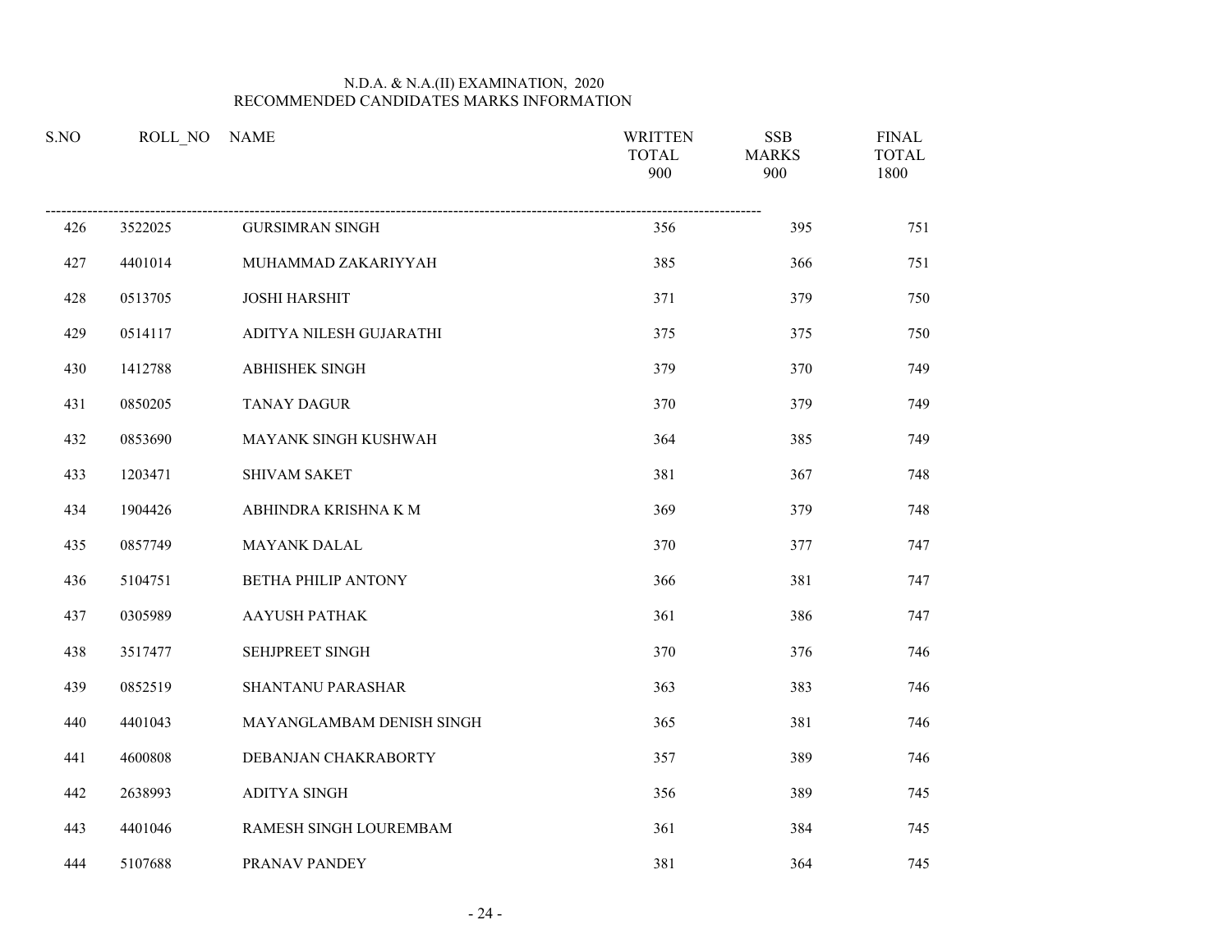N.D.A. & N.A.(II) EXAMINATION, 2020
RECOMMENDED CANDIDATES MARKS INFORMATION

| S.NO | ROLL_NO | NAME | WRITTEN TOTAL 900 | SSB MARKS 900 | FINAL TOTAL 1800 |
|---|---|---|---|---|---|
| 426 | 3522025 | GURSIMRAN SINGH | 356 | 395 | 751 |
| 427 | 4401014 | MUHAMMAD ZAKARIYYAH | 385 | 366 | 751 |
| 428 | 0513705 | JOSHI HARSHIT | 371 | 379 | 750 |
| 429 | 0514117 | ADITYA NILESH GUJARATHI | 375 | 375 | 750 |
| 430 | 1412788 | ABHISHEK SINGH | 379 | 370 | 749 |
| 431 | 0850205 | TANAY DAGUR | 370 | 379 | 749 |
| 432 | 0853690 | MAYANK SINGH KUSHWAH | 364 | 385 | 749 |
| 433 | 1203471 | SHIVAM SAKET | 381 | 367 | 748 |
| 434 | 1904426 | ABHINDRA KRISHNA K M | 369 | 379 | 748 |
| 435 | 0857749 | MAYANK DALAL | 370 | 377 | 747 |
| 436 | 5104751 | BETHA PHILIP ANTONY | 366 | 381 | 747 |
| 437 | 0305989 | AAYUSH PATHAK | 361 | 386 | 747 |
| 438 | 3517477 | SEHJPREET SINGH | 370 | 376 | 746 |
| 439 | 0852519 | SHANTANU PARASHAR | 363 | 383 | 746 |
| 440 | 4401043 | MAYANGLAMBAM DENISH SINGH | 365 | 381 | 746 |
| 441 | 4600808 | DEBANJAN CHAKRABORTY | 357 | 389 | 746 |
| 442 | 2638993 | ADITYA SINGH | 356 | 389 | 745 |
| 443 | 4401046 | RAMESH SINGH LOUREMBAM | 361 | 384 | 745 |
| 444 | 5107688 | PRANAV PANDEY | 381 | 364 | 745 |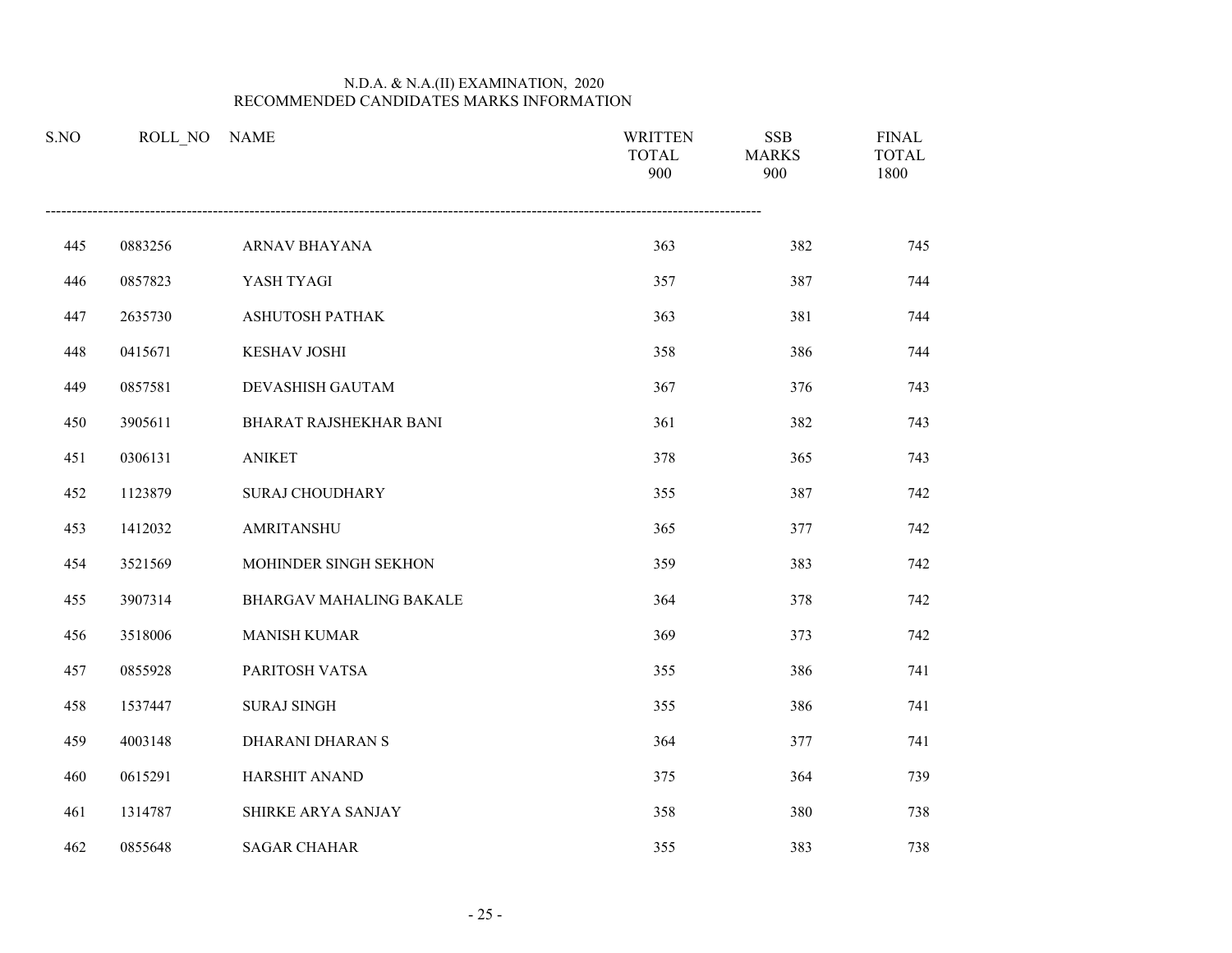N.D.A. & N.A.(II) EXAMINATION, 2020
RECOMMENDED CANDIDATES MARKS INFORMATION

| S.NO | ROLL_NO | NAME | WRITTEN TOTAL 900 | SSB MARKS 900 | FINAL TOTAL 1800 |
|---|---|---|---|---|---|
| 445 | 0883256 | ARNAV BHAYANA | 363 | 382 | 745 |
| 446 | 0857823 | YASH TYAGI | 357 | 387 | 744 |
| 447 | 2635730 | ASHUTOSH PATHAK | 363 | 381 | 744 |
| 448 | 0415671 | KESHAV JOSHI | 358 | 386 | 744 |
| 449 | 0857581 | DEVASHISH GAUTAM | 367 | 376 | 743 |
| 450 | 3905611 | BHARAT RAJSHEKHAR BANI | 361 | 382 | 743 |
| 451 | 0306131 | ANIKET | 378 | 365 | 743 |
| 452 | 1123879 | SURAJ CHOUDHARY | 355 | 387 | 742 |
| 453 | 1412032 | AMRITANSHU | 365 | 377 | 742 |
| 454 | 3521569 | MOHINDER SINGH SEKHON | 359 | 383 | 742 |
| 455 | 3907314 | BHARGAV MAHALING BAKALE | 364 | 378 | 742 |
| 456 | 3518006 | MANISH KUMAR | 369 | 373 | 742 |
| 457 | 0855928 | PARITOSH VATSA | 355 | 386 | 741 |
| 458 | 1537447 | SURAJ SINGH | 355 | 386 | 741 |
| 459 | 4003148 | DHARANI DHARAN S | 364 | 377 | 741 |
| 460 | 0615291 | HARSHIT ANAND | 375 | 364 | 739 |
| 461 | 1314787 | SHIRKE ARYA SANJAY | 358 | 380 | 738 |
| 462 | 0855648 | SAGAR CHAHAR | 355 | 383 | 738 |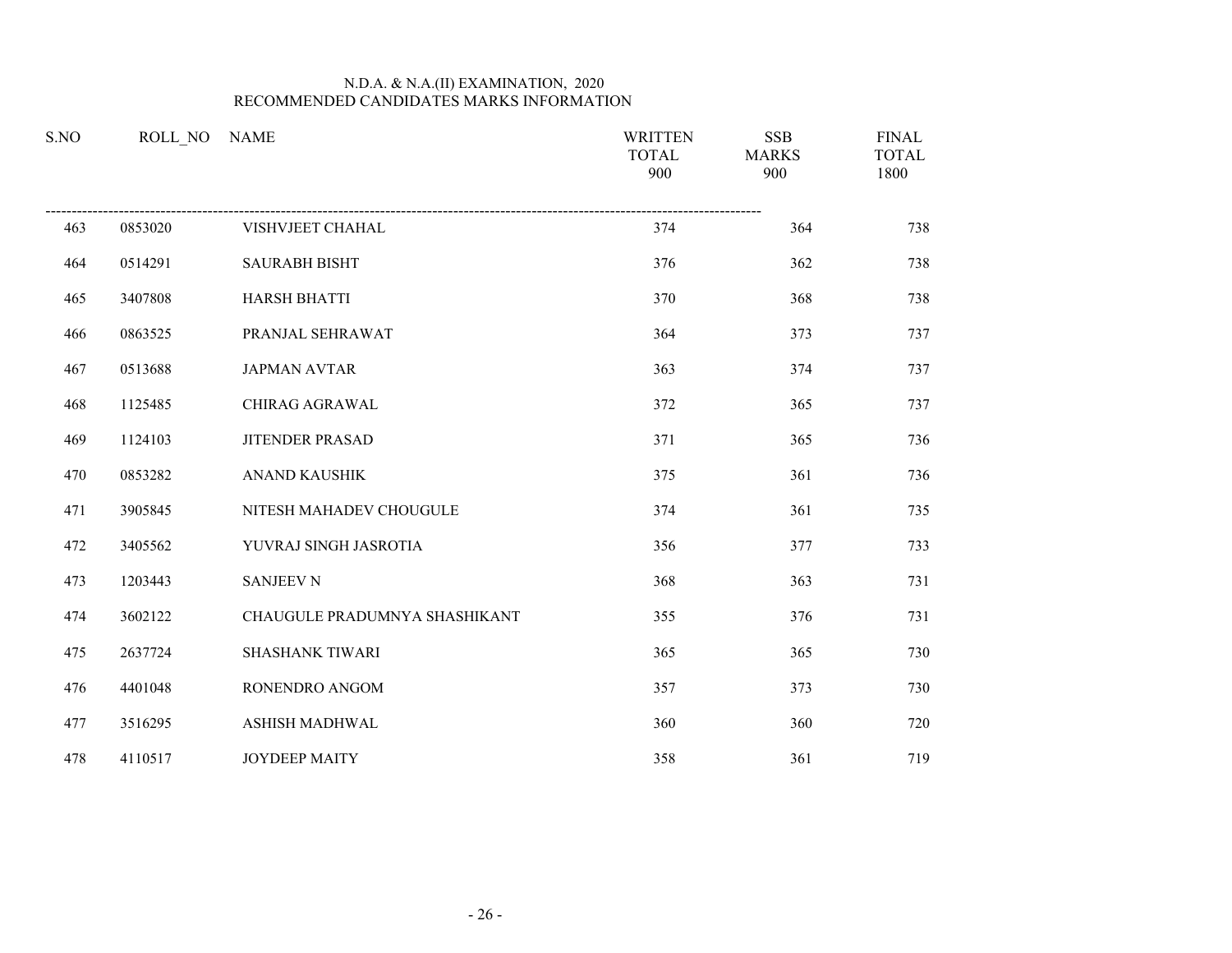N.D.A. & N.A.(II) EXAMINATION, 2020
RECOMMENDED CANDIDATES MARKS INFORMATION

| S.NO | ROLL_NO | NAME | WRITTEN TOTAL 900 | SSB MARKS 900 | FINAL TOTAL 1800 |
|---|---|---|---|---|---|
| 463 | 0853020 | VISHVJEET CHAHAL | 374 | 364 | 738 |
| 464 | 0514291 | SAURABH BISHT | 376 | 362 | 738 |
| 465 | 3407808 | HARSH BHATTI | 370 | 368 | 738 |
| 466 | 0863525 | PRANJAL SEHRAWAT | 364 | 373 | 737 |
| 467 | 0513688 | JAPMAN AVTAR | 363 | 374 | 737 |
| 468 | 1125485 | CHIRAG AGRAWAL | 372 | 365 | 737 |
| 469 | 1124103 | JITENDER PRASAD | 371 | 365 | 736 |
| 470 | 0853282 | ANAND KAUSHIK | 375 | 361 | 736 |
| 471 | 3905845 | NITESH MAHADEV CHOUGULE | 374 | 361 | 735 |
| 472 | 3405562 | YUVRAJ SINGH JASROTIA | 356 | 377 | 733 |
| 473 | 1203443 | SANJEEV N | 368 | 363 | 731 |
| 474 | 3602122 | CHAUGULE PRADUMNYA SHASHIKANT | 355 | 376 | 731 |
| 475 | 2637724 | SHASHANK TIWARI | 365 | 365 | 730 |
| 476 | 4401048 | RONENDRO ANGOM | 357 | 373 | 730 |
| 477 | 3516295 | ASHISH MADHWAL | 360 | 360 | 720 |
| 478 | 4110517 | JOYDEEP MAITY | 358 | 361 | 719 |